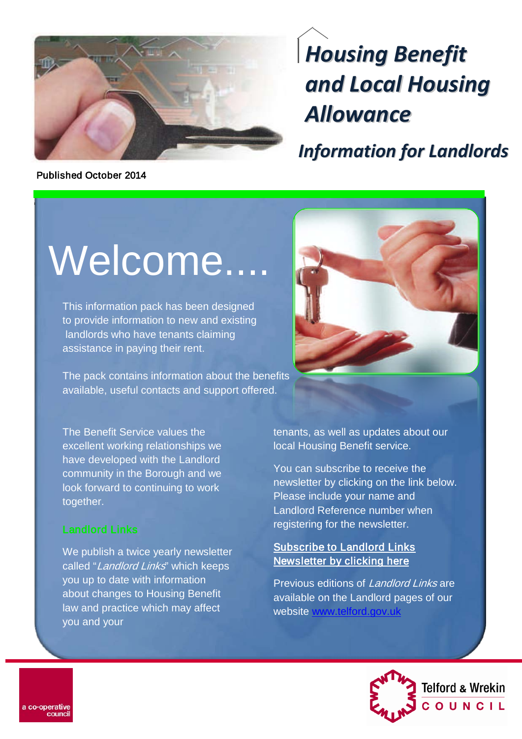# Housing Benefit and Local Housing Allowance

## Information for Landlords

Published October 2014

# Welcome....

This information pack has been designed to provide information to new and existing landlords who have tenants claiming assistance in paying their rent.

The pack contains information about the benefits available, useful contacts and support offered.

The Benefit Service values the excellent working relationships we have developed with the Landlord community in the Borough and we look forward to continuing to work together.

### Landlord Links

We publish a twice yearly newsletter called "*Landlord Links*" which keeps you up to date with information about changes to Housing Benefit law and practice which may affect you and your tenants, as well as updates about our local Housing Benefit service.

You can subscribe to receive the newsletter by clicking on the link below. Please include your name and Landlord Reference number when registering for the newsletter.

**Subscribe to Landlord Links Newsletter by clicking here**

Previous editions of *Landlord Links* are available on the Landlord pages of our website www.telford.gov.uk

a co-operative council

Telford & Wrekin COUNCIL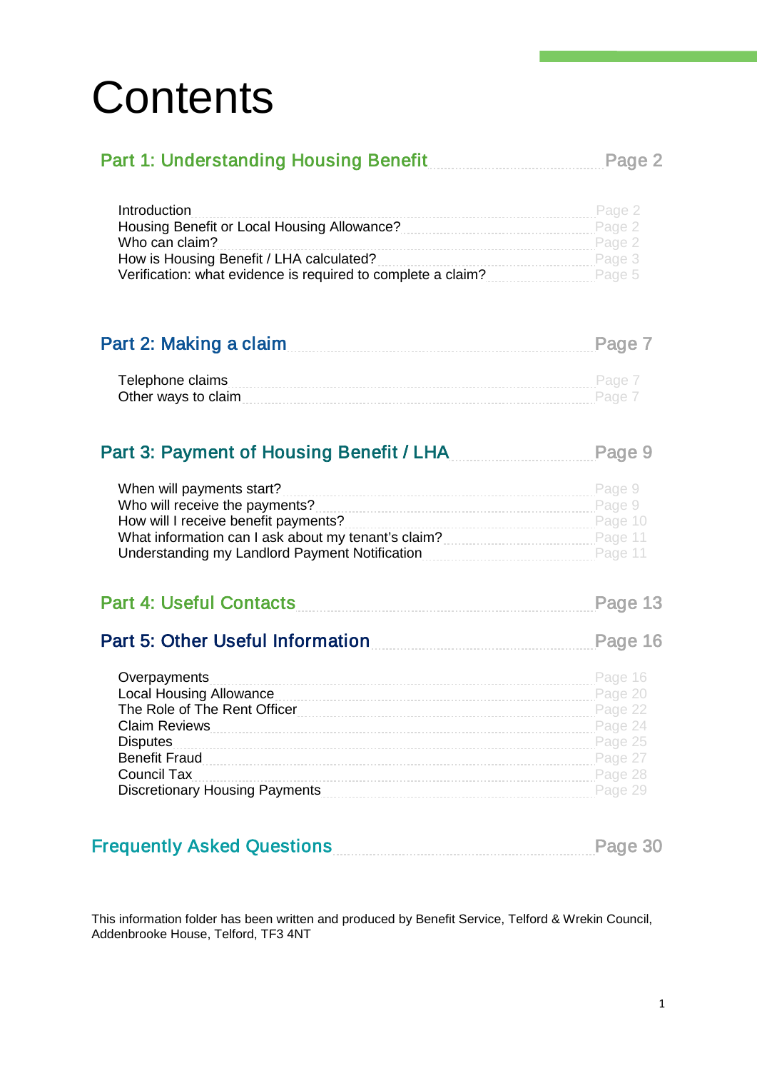# Contents

## Part 1: Understanding Housing Benefit ........ Page 2

- Introduction ........ Page 2
- Housing Benefit or Local Housing Allowance? ........ Page 2
- Who can claim? ........ Page 2
- How is Housing Benefit / LHA calculated? ........ Page 3
- Verification: what evidence is required to complete a claim? ........ Page 5

## Part 2: Making a claim ........ Page 7

- Telephone claims ........ Page 7
- Other ways to claim ........ Page 7

## Part 3: Payment of Housing Benefit / LHA ........ Page 9

- When will payments start? ........ Page 9
- Who will receive the payments? ........ Page 9
- How will I receive benefit payments? ........ Page 10
- What information can I ask about my tenant's claim? ........ Page 11
- Understanding my Landlord Payment Notification ........ Page 11

## Part 4: Useful Contacts ........ Page 13

## Part 5: Other Useful Information ........ Page 16

- Overpayments ........ Page 16
- Local Housing Allowance ........ Page 20
- The Role of The Rent Officer ........ Page 22
- Claim Reviews ........ Page 24
- Disputes ........ Page 25
- Benefit Fraud ........ Page 27
- Council Tax ........ Page 28
- Discretionary Housing Payments ........ Page 29

## Frequently Asked Questions ........ Page 30

This information folder has been written and produced by Benefit Service, Telford & Wrekin Council, Addenbrooke House, Telford, TF3 4NT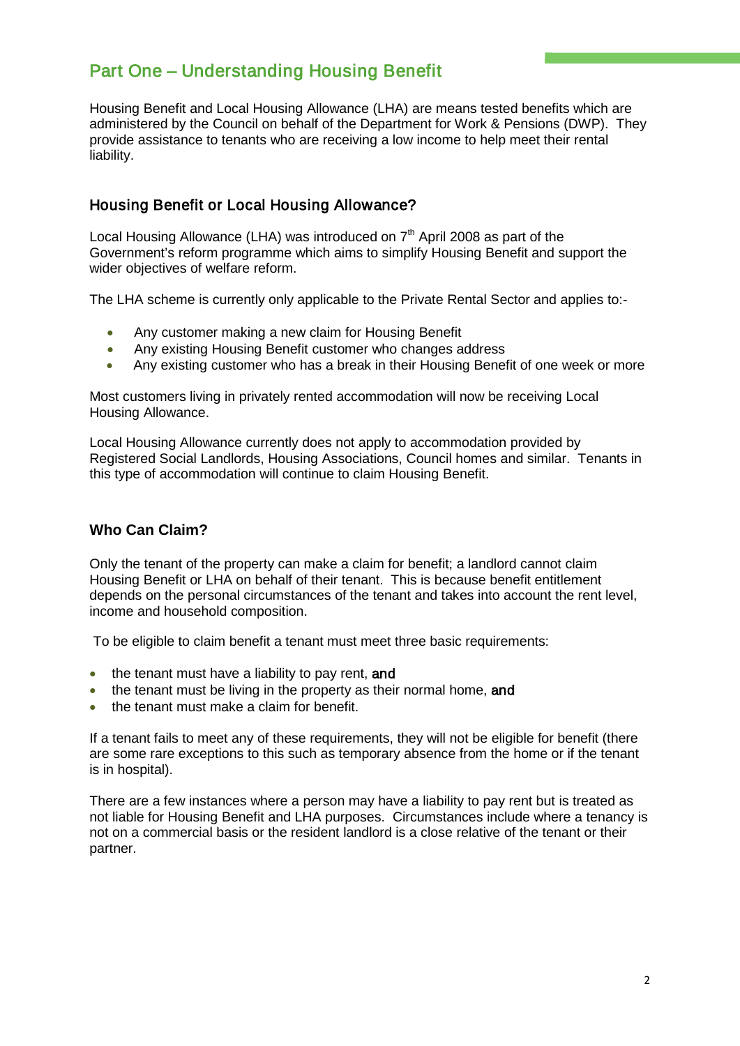## Part One – Understanding Housing Benefit

Housing Benefit and Local Housing Allowance (LHA) are means tested benefits which are administered by the Council on behalf of the Department for Work & Pensions (DWP). They provide assistance to tenants who are receiving a low income to help meet their rental liability.

### Housing Benefit or Local Housing Allowance?

Local Housing Allowance (LHA) was introduced on 7th April 2008 as part of the Government's reform programme which aims to simplify Housing Benefit and support the wider objectives of welfare reform.

The LHA scheme is currently only applicable to the Private Rental Sector and applies to:-

- Any customer making a new claim for Housing Benefit
- Any existing Housing Benefit customer who changes address
- Any existing customer who has a break in their Housing Benefit of one week or more

Most customers living in privately rented accommodation will now be receiving Local Housing Allowance.

Local Housing Allowance currently does not apply to accommodation provided by Registered Social Landlords, Housing Associations, Council homes and similar. Tenants in this type of accommodation will continue to claim Housing Benefit.

### Who Can Claim?

Only the tenant of the property can make a claim for benefit; a landlord cannot claim Housing Benefit or LHA on behalf of their tenant. This is because benefit entitlement depends on the personal circumstances of the tenant and takes into account the rent level, income and household composition.

To be eligible to claim benefit a tenant must meet three basic requirements:

- the tenant must have a liability to pay rent, **and**
- the tenant must be living in the property as their normal home, **and**
- the tenant must make a claim for benefit.

If a tenant fails to meet any of these requirements, they will not be eligible for benefit (there are some rare exceptions to this such as temporary absence from the home or if the tenant is in hospital).

There are a few instances where a person may have a liability to pay rent but is treated as not liable for Housing Benefit and LHA purposes. Circumstances include where a tenancy is not on a commercial basis or the resident landlord is a close relative of the tenant or their partner.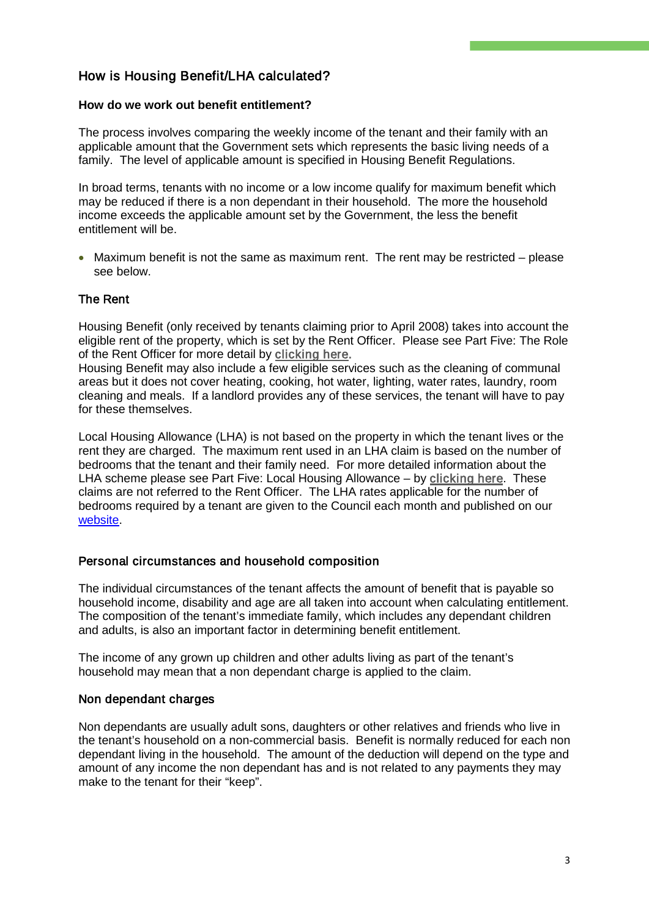## How is Housing Benefit/LHA calculated?

**How do we work out benefit entitlement?**

The process involves comparing the weekly income of the tenant and their family with an applicable amount that the Government sets which represents the basic living needs of a family. The level of applicable amount is specified in Housing Benefit Regulations.

In broad terms, tenants with no income or a low income qualify for maximum benefit which may be reduced if there is a non dependant in their household. The more the household income exceeds the applicable amount set by the Government, the less the benefit entitlement will be.

- Maximum benefit is not the same as maximum rent. The rent may be restricted – please see below.

### The Rent

Housing Benefit (only received by tenants claiming prior to April 2008) takes into account the eligible rent of the property, which is set by the Rent Officer. Please see Part Five: The Role of the Rent Officer for more detail by clicking here.
Housing Benefit may also include a few eligible services such as the cleaning of communal areas but it does not cover heating, cooking, hot water, lighting, water rates, laundry, room cleaning and meals. If a landlord provides any of these services, the tenant will have to pay for these themselves.

Local Housing Allowance (LHA) is not based on the property in which the tenant lives or the rent they are charged. The maximum rent used in an LHA claim is based on the number of bedrooms that the tenant and their family need. For more detailed information about the LHA scheme please see Part Five: Local Housing Allowance – by clicking here. These claims are not referred to the Rent Officer. The LHA rates applicable for the number of bedrooms required by a tenant are given to the Council each month and published on our website.

### Personal circumstances and household composition

The individual circumstances of the tenant affects the amount of benefit that is payable so household income, disability and age are all taken into account when calculating entitlement. The composition of the tenant's immediate family, which includes any dependant children and adults, is also an important factor in determining benefit entitlement.

The income of any grown up children and other adults living as part of the tenant's household may mean that a non dependant charge is applied to the claim.

### Non dependant charges

Non dependants are usually adult sons, daughters or other relatives and friends who live in the tenant's household on a non-commercial basis. Benefit is normally reduced for each non dependant living in the household. The amount of the deduction will depend on the type and amount of any income the non dependant has and is not related to any payments they may make to the tenant for their "keep".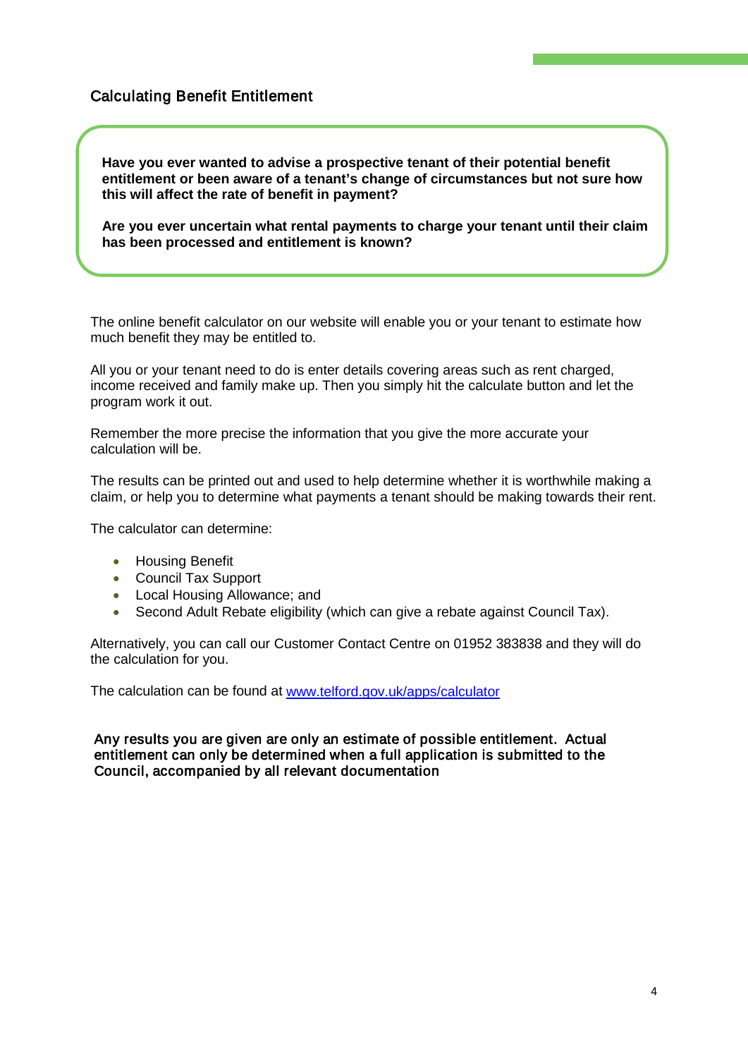## Calculating Benefit Entitlement

**Have you ever wanted to advise a prospective tenant of their potential benefit entitlement or been aware of a tenant's change of circumstances but not sure how this will affect the rate of benefit in payment?**

**Are you ever uncertain what rental payments to charge your tenant until their claim has been processed and entitlement is known?**

The online benefit calculator on our website will enable you or your tenant to estimate how much benefit they may be entitled to.

All you or your tenant need to do is enter details covering areas such as rent charged, income received and family make up. Then you simply hit the calculate button and let the program work it out.

Remember the more precise the information that you give the more accurate your calculation will be.

The results can be printed out and used to help determine whether it is worthwhile making a claim, or help you to determine what payments a tenant should be making towards their rent.

The calculator can determine:

- Housing Benefit
- Council Tax Support
- Local Housing Allowance; and
- Second Adult Rebate eligibility (which can give a rebate against Council Tax).

Alternatively, you can call our Customer Contact Centre on 01952 383838 and they will do the calculation for you.

The calculation can be found at [www.telford.gov.uk/apps/calculator](http://www.telford.gov.uk/apps/calculator)

Any results you are given are only an estimate of possible entitlement. Actual entitlement can only be determined when a full application is submitted to the Council, accompanied by all relevant documentation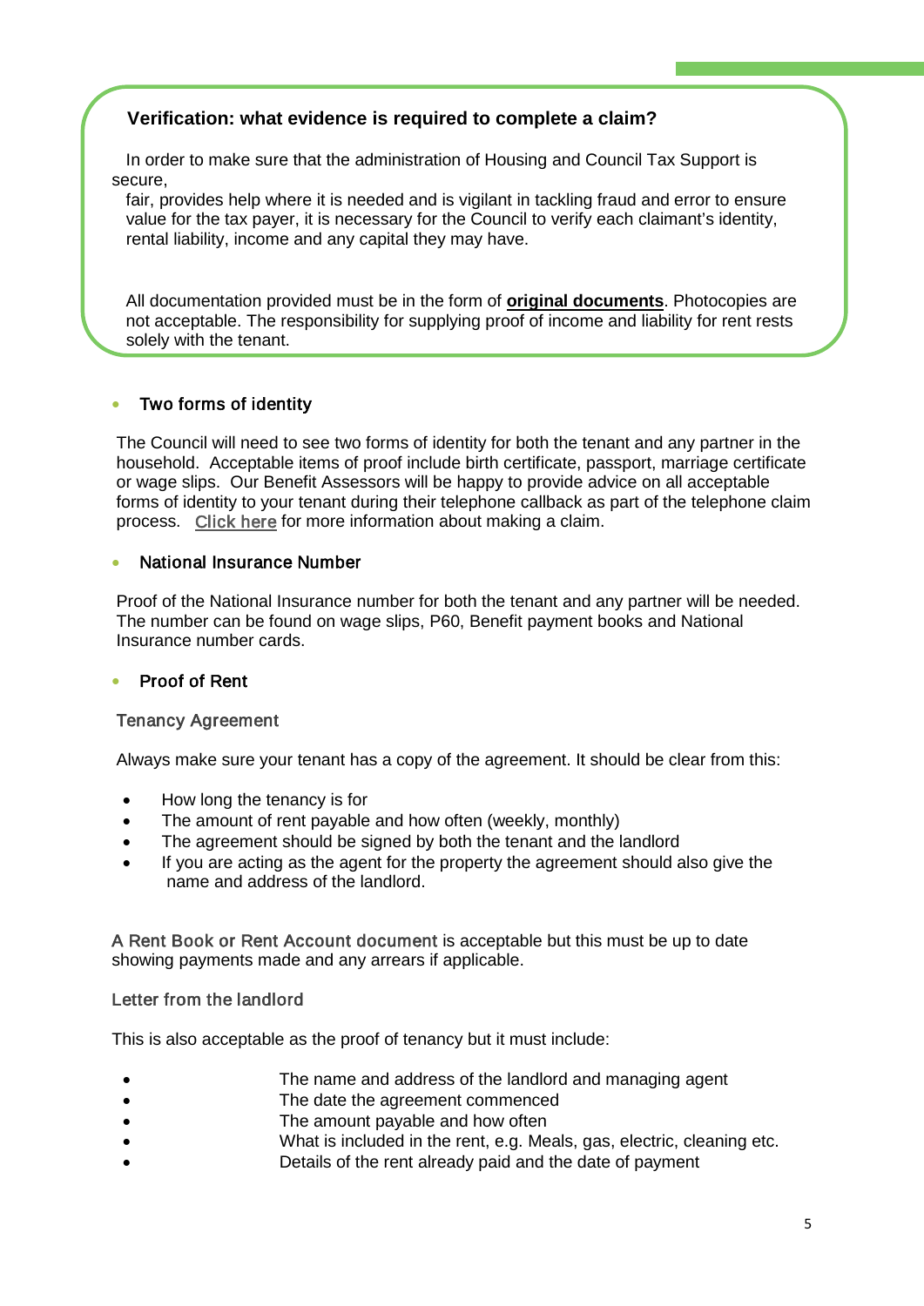### Verification: what evidence is required to complete a claim?

In order to make sure that the administration of Housing and Council Tax Support is secure, fair, provides help where it is needed and is vigilant in tackling fraud and error to ensure value for the tax payer, it is necessary for the Council to verify each claimant's identity, rental liability, income and any capital they may have.

All documentation provided must be in the form of **original documents**. Photocopies are not acceptable. The responsibility for supplying proof of income and liability for rent rests solely with the tenant.

- Two forms of identity

The Council will need to see two forms of identity for both the tenant and any partner in the household. Acceptable items of proof include birth certificate, passport, marriage certificate or wage slips. Our Benefit Assessors will be happy to provide advice on all acceptable forms of identity to your tenant during their telephone callback as part of the telephone claim process. Click here for more information about making a claim.

- National Insurance Number

Proof of the National Insurance number for both the tenant and any partner will be needed. The number can be found on wage slips, P60, Benefit payment books and National Insurance number cards.

- Proof of Rent

Tenancy Agreement

Always make sure your tenant has a copy of the agreement. It should be clear from this:

- How long the tenancy is for
- The amount of rent payable and how often (weekly, monthly)
- The agreement should be signed by both the tenant and the landlord
- If you are acting as the agent for the property the agreement should also give the name and address of the landlord.

A Rent Book or Rent Account document is acceptable but this must be up to date showing payments made and any arrears if applicable.

Letter from the landlord

This is also acceptable as the proof of tenancy but it must include:

- The name and address of the landlord and managing agent
- The date the agreement commenced
- The amount payable and how often
- What is included in the rent, e.g. Meals, gas, electric, cleaning etc.
- Details of the rent already paid and the date of payment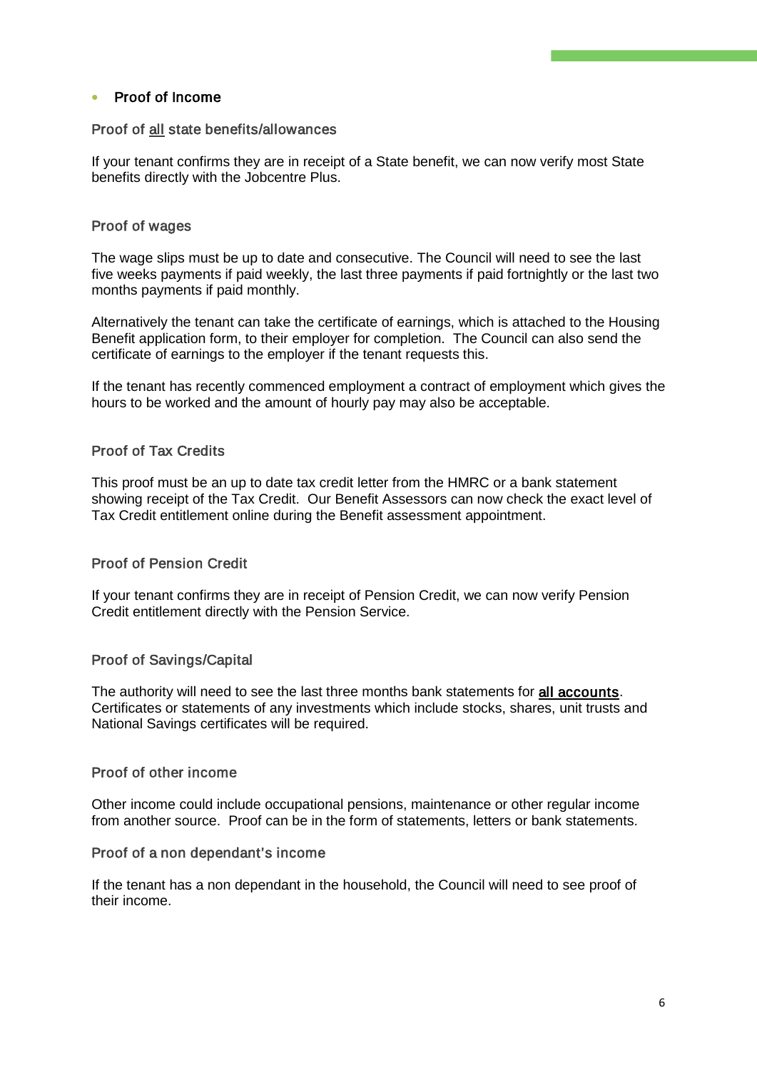- **Proof of Income**

### Proof of all state benefits/allowances

If your tenant confirms they are in receipt of a State benefit, we can now verify most State benefits directly with the Jobcentre Plus.

### Proof of wages

The wage slips must be up to date and consecutive. The Council will need to see the last five weeks payments if paid weekly, the last three payments if paid fortnightly or the last two months payments if paid monthly.

Alternatively the tenant can take the certificate of earnings, which is attached to the Housing Benefit application form, to their employer for completion. The Council can also send the certificate of earnings to the employer if the tenant requests this.

If the tenant has recently commenced employment a contract of employment which gives the hours to be worked and the amount of hourly pay may also be acceptable.

### Proof of Tax Credits

This proof must be an up to date tax credit letter from the HMRC or a bank statement showing receipt of the Tax Credit. Our Benefit Assessors can now check the exact level of Tax Credit entitlement online during the Benefit assessment appointment.

### Proof of Pension Credit

If your tenant confirms they are in receipt of Pension Credit, we can now verify Pension Credit entitlement directly with the Pension Service.

### Proof of Savings/Capital

The authority will need to see the last three months bank statements for **all accounts**. Certificates or statements of any investments which include stocks, shares, unit trusts and National Savings certificates will be required.

### Proof of other income

Other income could include occupational pensions, maintenance or other regular income from another source. Proof can be in the form of statements, letters or bank statements.

### Proof of a non dependant's income

If the tenant has a non dependant in the household, the Council will need to see proof of their income.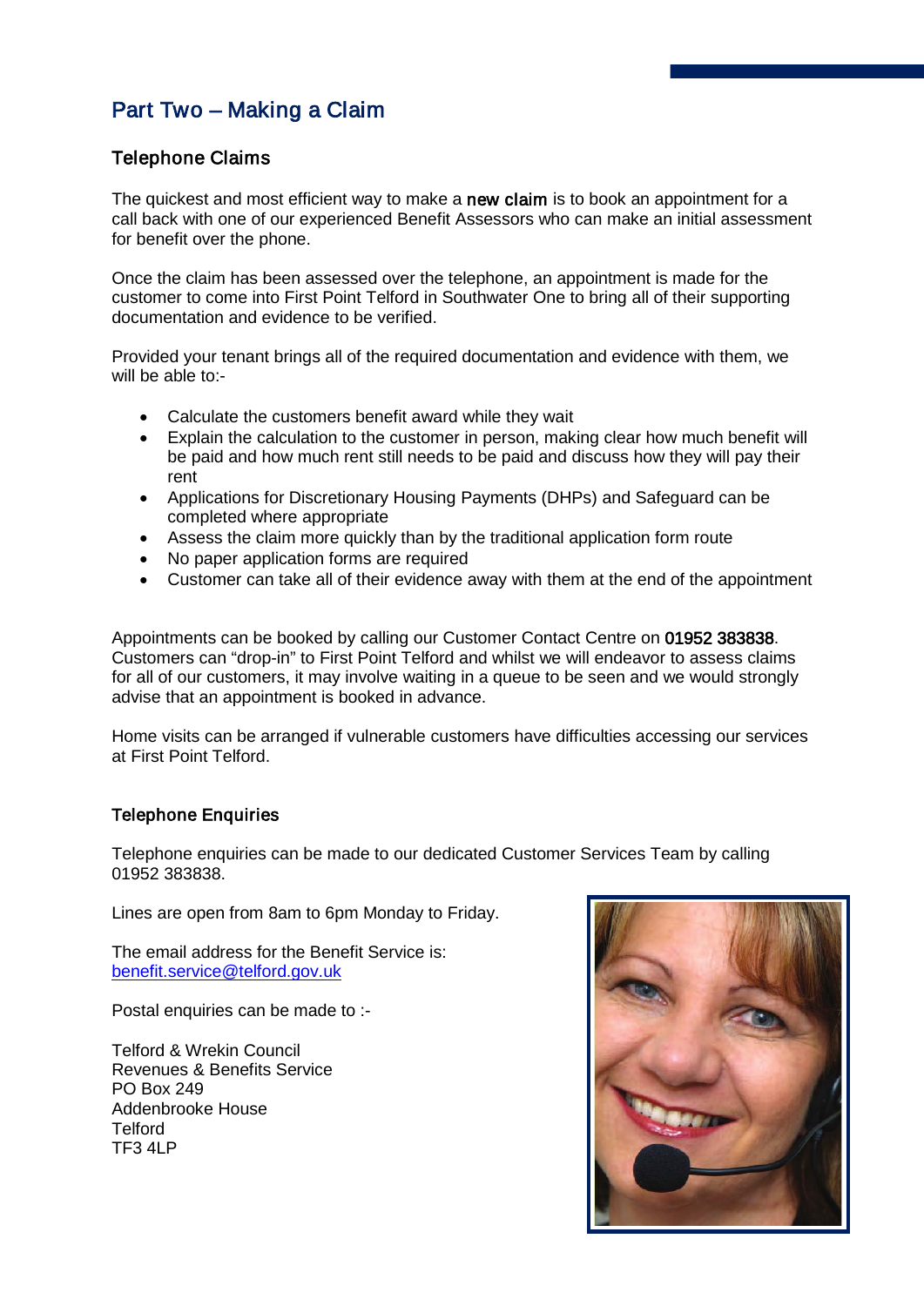## Part Two – Making a Claim

### Telephone Claims

The quickest and most efficient way to make a **new claim** is to book an appointment for a call back with one of our experienced Benefit Assessors who can make an initial assessment for benefit over the phone.

Once the claim has been assessed over the telephone, an appointment is made for the customer to come into First Point Telford in Southwater One to bring all of their supporting documentation and evidence to be verified.

Provided your tenant brings all of the required documentation and evidence with them, we will be able to:-

- Calculate the customers benefit award while they wait
- Explain the calculation to the customer in person, making clear how much benefit will be paid and how much rent still needs to be paid and discuss how they will pay their rent
- Applications for Discretionary Housing Payments (DHPs) and Safeguard can be completed where appropriate
- Assess the claim more quickly than by the traditional application form route
- No paper application forms are required
- Customer can take all of their evidence away with them at the end of the appointment

Appointments can be booked by calling our Customer Contact Centre on **01952 383838**. Customers can "drop-in" to First Point Telford and whilst we will endeavor to assess claims for all of our customers, it may involve waiting in a queue to be seen and we would strongly advise that an appointment is booked in advance.

Home visits can be arranged if vulnerable customers have difficulties accessing our services at First Point Telford.

### Telephone Enquiries

Telephone enquiries can be made to our dedicated Customer Services Team by calling 01952 383838.

Lines are open from 8am to 6pm Monday to Friday.

The email address for the Benefit Service is:
benefit.service@telford.gov.uk

Postal enquiries can be made to :-

Telford & Wrekin Council
Revenues & Benefits Service
PO Box 249
Addenbrooke House
Telford
TF3 4LP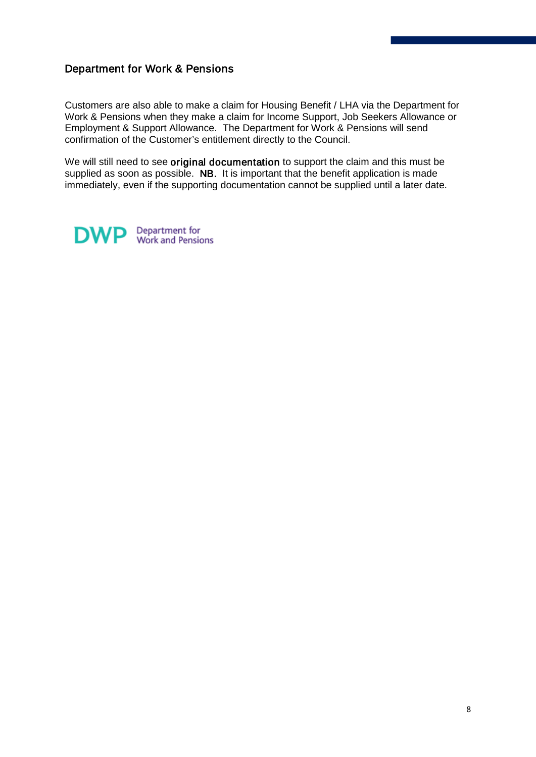## Department for Work & Pensions

Customers are also able to make a claim for Housing Benefit / LHA via the Department for Work & Pensions when they make a claim for Income Support, Job Seekers Allowance or Employment & Support Allowance. The Department for Work & Pensions will send confirmation of the Customer's entitlement directly to the Council.

We will still need to see **original documentation** to support the claim and this must be supplied as soon as possible. **NB.** It is important that the benefit application is made immediately, even if the supporting documentation cannot be supplied until a later date.

DWP Department for Work and Pensions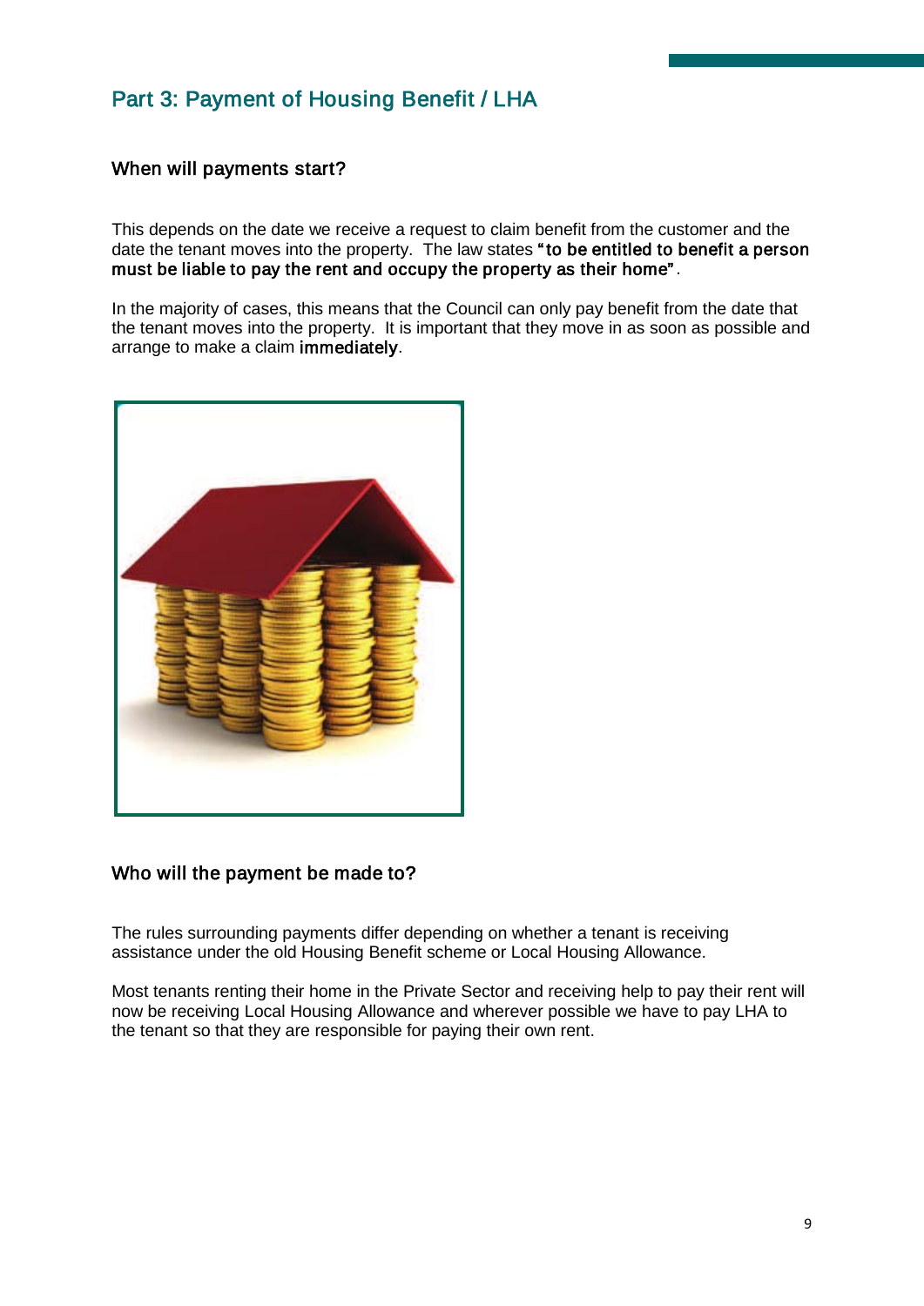## Part 3: Payment of Housing Benefit / LHA

### When will payments start?

This depends on the date we receive a request to claim benefit from the customer and the date the tenant moves into the property. The law states **"to be entitled to benefit a person must be liable to pay the rent and occupy the property as their home"**.

In the majority of cases, this means that the Council can only pay benefit from the date that the tenant moves into the property. It is important that they move in as soon as possible and arrange to make a claim **immediately**.

### Who will the payment be made to?

The rules surrounding payments differ depending on whether a tenant is receiving assistance under the old Housing Benefit scheme or Local Housing Allowance.

Most tenants renting their home in the Private Sector and receiving help to pay their rent will now be receiving Local Housing Allowance and wherever possible we have to pay LHA to the tenant so that they are responsible for paying their own rent.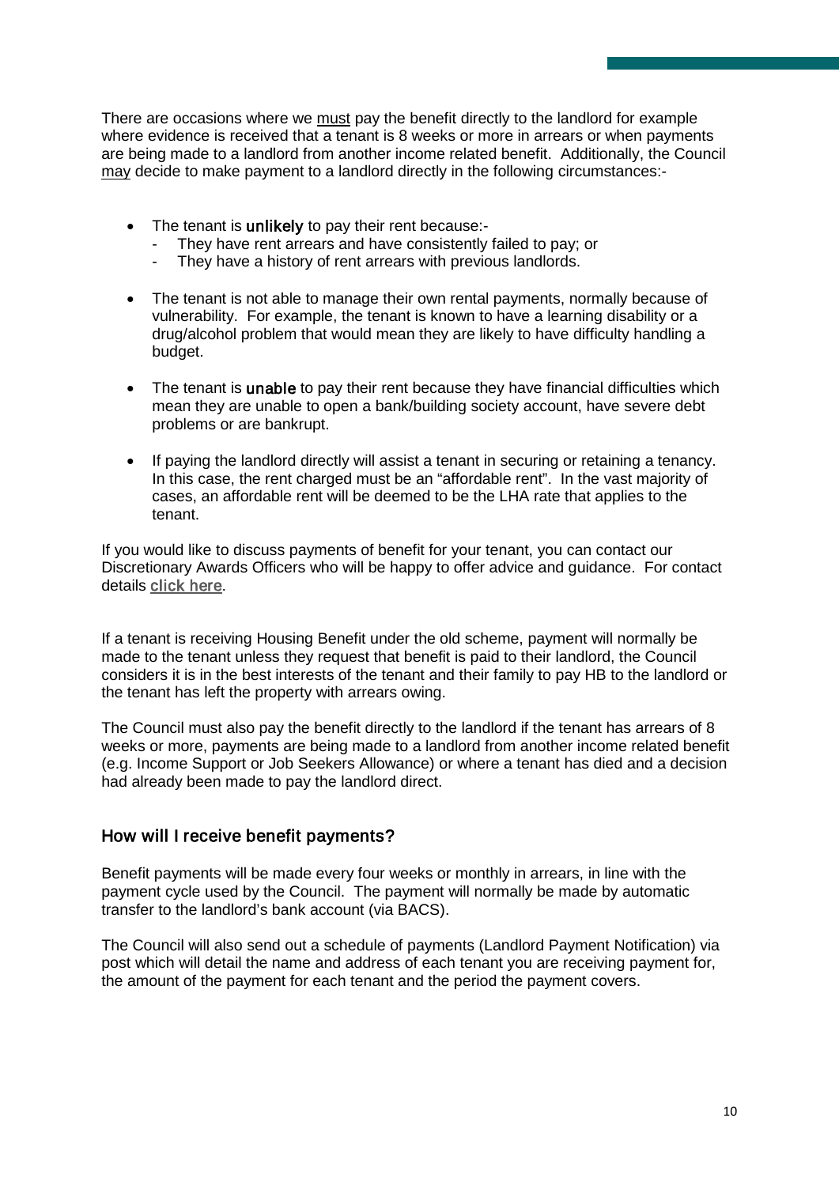There are occasions where we must pay the benefit directly to the landlord for example where evidence is received that a tenant is 8 weeks or more in arrears or when payments are being made to a landlord from another income related benefit. Additionally, the Council may decide to make payment to a landlord directly in the following circumstances:-

- The tenant is **unlikely** to pay their rent because:-
  - They have rent arrears and have consistently failed to pay; or
  - They have a history of rent arrears with previous landlords.
- The tenant is not able to manage their own rental payments, normally because of vulnerability. For example, the tenant is known to have a learning disability or a drug/alcohol problem that would mean they are likely to have difficulty handling a budget.
- The tenant is **unable** to pay their rent because they have financial difficulties which mean they are unable to open a bank/building society account, have severe debt problems or are bankrupt.
- If paying the landlord directly will assist a tenant in securing or retaining a tenancy. In this case, the rent charged must be an "affordable rent". In the vast majority of cases, an affordable rent will be deemed to be the LHA rate that applies to the tenant.

If you would like to discuss payments of benefit for your tenant, you can contact our Discretionary Awards Officers who will be happy to offer advice and guidance. For contact details click here.

If a tenant is receiving Housing Benefit under the old scheme, payment will normally be made to the tenant unless they request that benefit is paid to their landlord, the Council considers it is in the best interests of the tenant and their family to pay HB to the landlord or the tenant has left the property with arrears owing.

The Council must also pay the benefit directly to the landlord if the tenant has arrears of 8 weeks or more, payments are being made to a landlord from another income related benefit (e.g. Income Support or Job Seekers Allowance) or where a tenant has died and a decision had already been made to pay the landlord direct.

## How will I receive benefit payments?

Benefit payments will be made every four weeks or monthly in arrears, in line with the payment cycle used by the Council. The payment will normally be made by automatic transfer to the landlord's bank account (via BACS).

The Council will also send out a schedule of payments (Landlord Payment Notification) via post which will detail the name and address of each tenant you are receiving payment for, the amount of the payment for each tenant and the period the payment covers.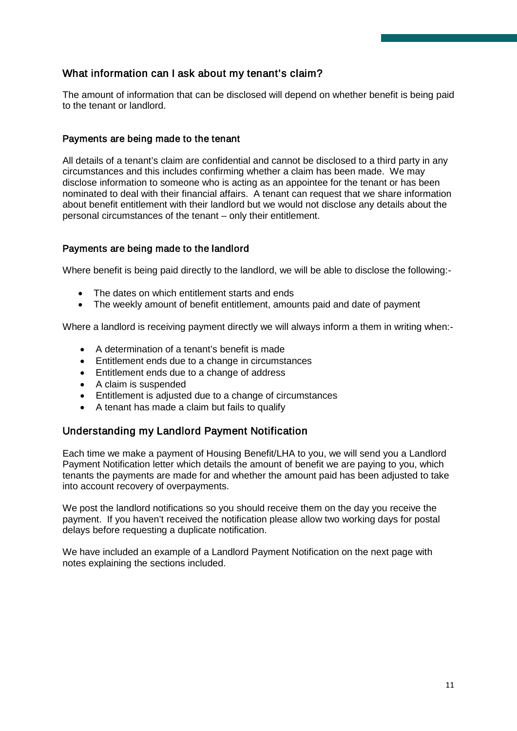## What information can I ask about my tenant's claim?

The amount of information that can be disclosed will depend on whether benefit is being paid to the tenant or landlord.

### Payments are being made to the tenant

All details of a tenant's claim are confidential and cannot be disclosed to a third party in any circumstances and this includes confirming whether a claim has been made. We may disclose information to someone who is acting as an appointee for the tenant or has been nominated to deal with their financial affairs. A tenant can request that we share information about benefit entitlement with their landlord but we would not disclose any details about the personal circumstances of the tenant – only their entitlement.

### Payments are being made to the landlord

Where benefit is being paid directly to the landlord, we will be able to disclose the following:-

- The dates on which entitlement starts and ends
- The weekly amount of benefit entitlement, amounts paid and date of payment

Where a landlord is receiving payment directly we will always inform a them in writing when:-

- A determination of a tenant's benefit is made
- Entitlement ends due to a change in circumstances
- Entitlement ends due to a change of address
- A claim is suspended
- Entitlement is adjusted due to a change of circumstances
- A tenant has made a claim but fails to qualify

## Understanding my Landlord Payment Notification

Each time we make a payment of Housing Benefit/LHA to you, we will send you a Landlord Payment Notification letter which details the amount of benefit we are paying to you, which tenants the payments are made for and whether the amount paid has been adjusted to take into account recovery of overpayments.

We post the landlord notifications so you should receive them on the day you receive the payment. If you haven't received the notification please allow two working days for postal delays before requesting a duplicate notification.

We have included an example of a Landlord Payment Notification on the next page with notes explaining the sections included.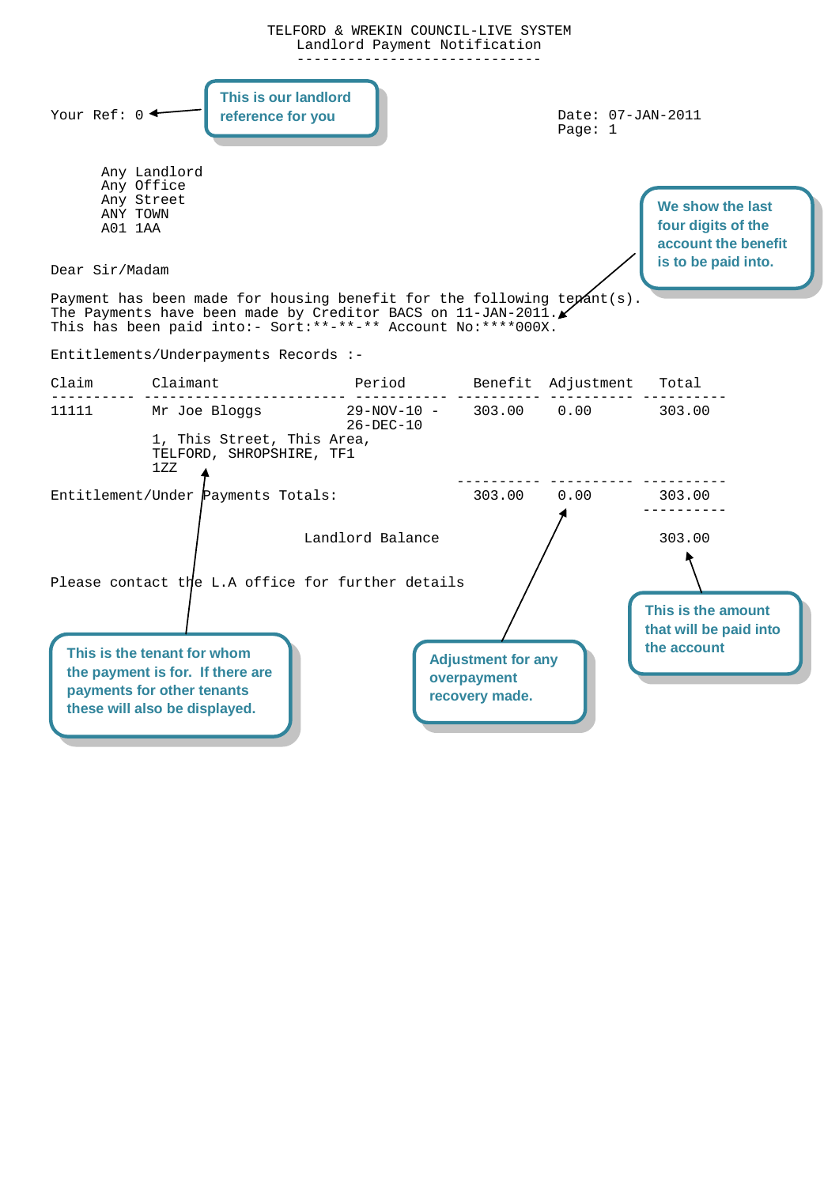TELFORD & WREKIN COUNCIL-LIVE SYSTEM
Landlord Payment Notification

Your Ref: 0

This is our landlord reference for you

Date: 07-JAN-2011
Page: 1

Any Landlord
Any Office
Any Street
ANY TOWN
A01 1AA

We show the last four digits of the account the benefit is to be paid into.

Dear Sir/Madam

Payment has been made for housing benefit for the following tenant(s).
The Payments have been made by Creditor BACS on 11-JAN-2011.
This has been paid into:- Sort:**-**-** Account No:****000X.

Entitlements/Underpayments Records :-

| Claim | Claimant | Period | Benefit | Adjustment | Total |
|---|---|---|---|---|---|
| 11111 | Mr Joe Bloggs<br>1, This Street, This Area,<br>TELFORD, SHROPSHIRE, TF1<br>1ZZ | 29-NOV-10 -<br>26-DEC-10 | 303.00 | 0.00 | 303.00 |
| Entitlement/Under Payments Totals: | | | 303.00 | 0.00 | 303.00 |
| | | Landlord Balance | | | 303.00 |

Please contact the L.A office for further details

This is the tenant for whom the payment is for. If there are payments for other tenants these will also be displayed.

Adjustment for any overpayment recovery made.

This is the amount that will be paid into the account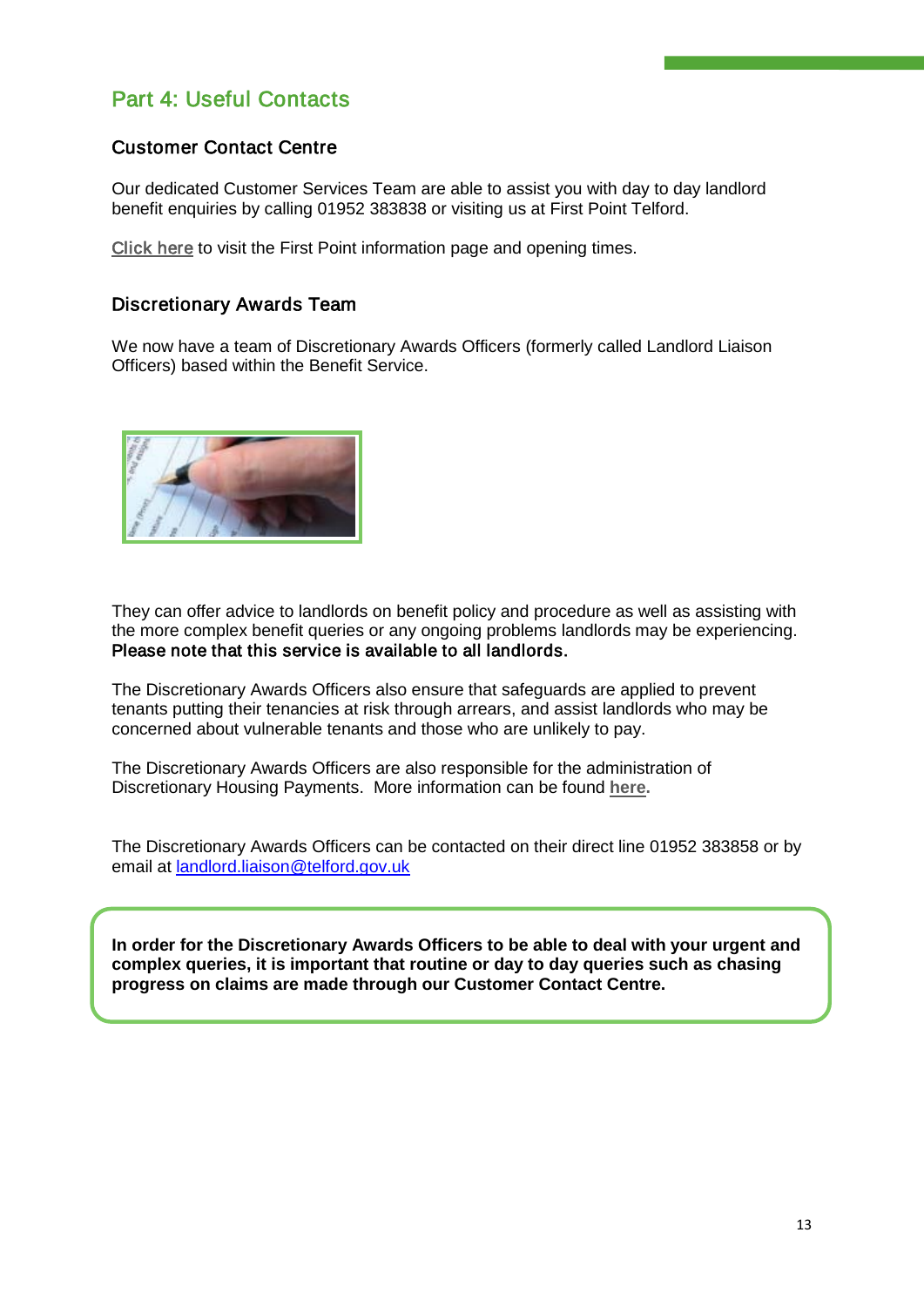## Part 4: Useful Contacts

### Customer Contact Centre

Our dedicated Customer Services Team are able to assist you with day to day landlord benefit enquiries by calling 01952 383838 or visiting us at First Point Telford.

Click here to visit the First Point information page and opening times.

### Discretionary Awards Team

We now have a team of Discretionary Awards Officers (formerly called Landlord Liaison Officers) based within the Benefit Service.

They can offer advice to landlords on benefit policy and procedure as well as assisting with the more complex benefit queries or any ongoing problems landlords may be experiencing. **Please note that this service is available to all landlords.**

The Discretionary Awards Officers also ensure that safeguards are applied to prevent tenants putting their tenancies at risk through arrears, and assist landlords who may be concerned about vulnerable tenants and those who are unlikely to pay.

The Discretionary Awards Officers are also responsible for the administration of Discretionary Housing Payments. More information can be found **here.**

The Discretionary Awards Officers can be contacted on their direct line 01952 383858 or by email at landlord.liaison@telford.gov.uk

**In order for the Discretionary Awards Officers to be able to deal with your urgent and complex queries, it is important that routine or day to day queries such as chasing progress on claims are made through our Customer Contact Centre.**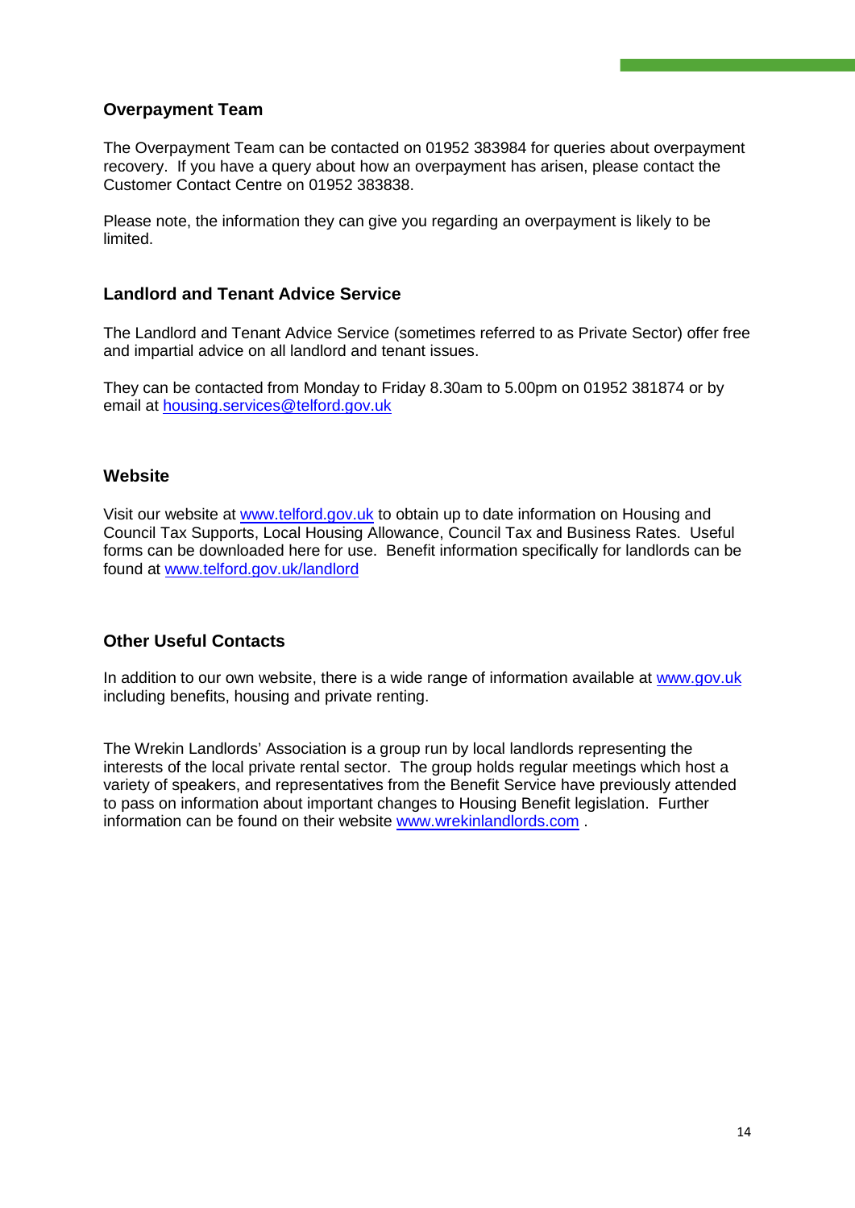## Overpayment Team

The Overpayment Team can be contacted on 01952 383984 for queries about overpayment recovery. If you have a query about how an overpayment has arisen, please contact the Customer Contact Centre on 01952 383838.

Please note, the information they can give you regarding an overpayment is likely to be limited.

## Landlord and Tenant Advice Service

The Landlord and Tenant Advice Service (sometimes referred to as Private Sector) offer free and impartial advice on all landlord and tenant issues.

They can be contacted from Monday to Friday 8.30am to 5.00pm on 01952 381874 or by email at housing.services@telford.gov.uk

## Website

Visit our website at www.telford.gov.uk to obtain up to date information on Housing and Council Tax Supports, Local Housing Allowance, Council Tax and Business Rates. Useful forms can be downloaded here for use. Benefit information specifically for landlords can be found at www.telford.gov.uk/landlord

## Other Useful Contacts

In addition to our own website, there is a wide range of information available at www.gov.uk including benefits, housing and private renting.

The Wrekin Landlords' Association is a group run by local landlords representing the interests of the local private rental sector. The group holds regular meetings which host a variety of speakers, and representatives from the Benefit Service have previously attended to pass on information about important changes to Housing Benefit legislation. Further information can be found on their website www.wrekinlandlords.com .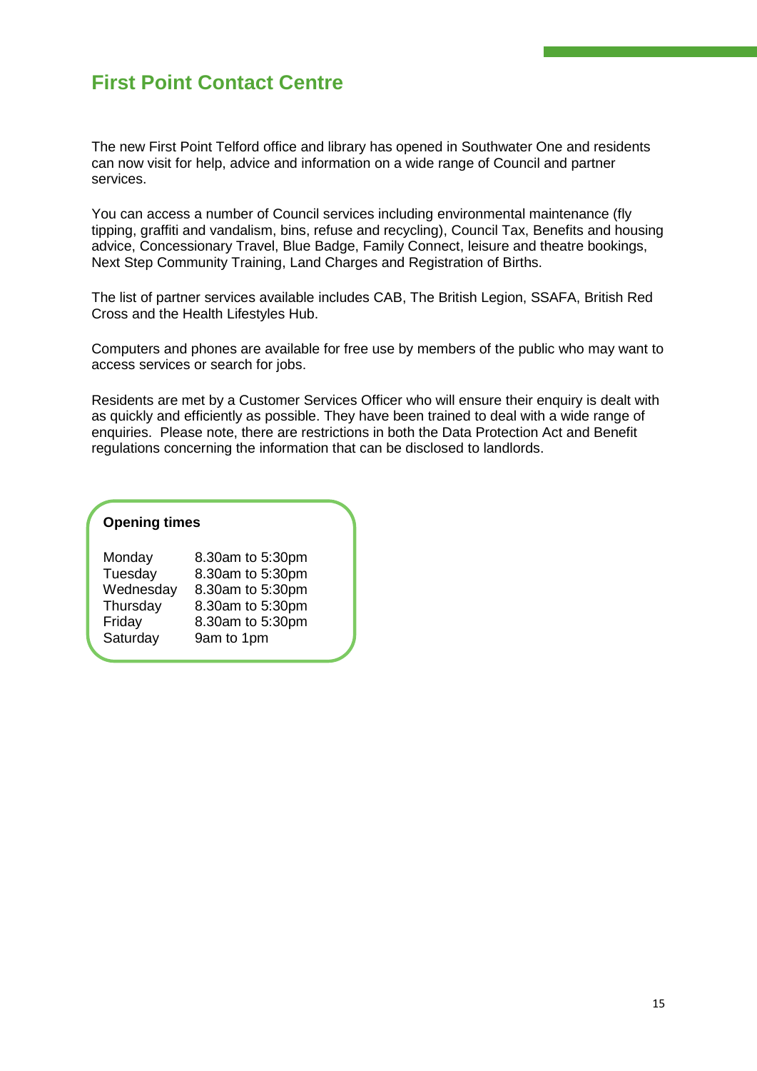## First Point Contact Centre

The new First Point Telford office and library has opened in Southwater One and residents can now visit for help, advice and information on a wide range of Council and partner services.

You can access a number of Council services including environmental maintenance (fly tipping, graffiti and vandalism, bins, refuse and recycling), Council Tax, Benefits and housing advice, Concessionary Travel, Blue Badge, Family Connect, leisure and theatre bookings, Next Step Community Training, Land Charges and Registration of Births.

The list of partner services available includes CAB, The British Legion, SSAFA, British Red Cross and the Health Lifestyles Hub.

Computers and phones are available for free use by members of the public who may want to access services or search for jobs.

Residents are met by a Customer Services Officer who will ensure their enquiry is dealt with as quickly and efficiently as possible. They have been trained to deal with a wide range of enquiries. Please note, there are restrictions in both the Data Protection Act and Benefit regulations concerning the information that can be disclosed to landlords.

**Opening times**

| Day | Hours |
|---|---|
| Monday | 8.30am to 5:30pm |
| Tuesday | 8.30am to 5:30pm |
| Wednesday | 8.30am to 5:30pm |
| Thursday | 8.30am to 5:30pm |
| Friday | 8.30am to 5:30pm |
| Saturday | 9am to 1pm |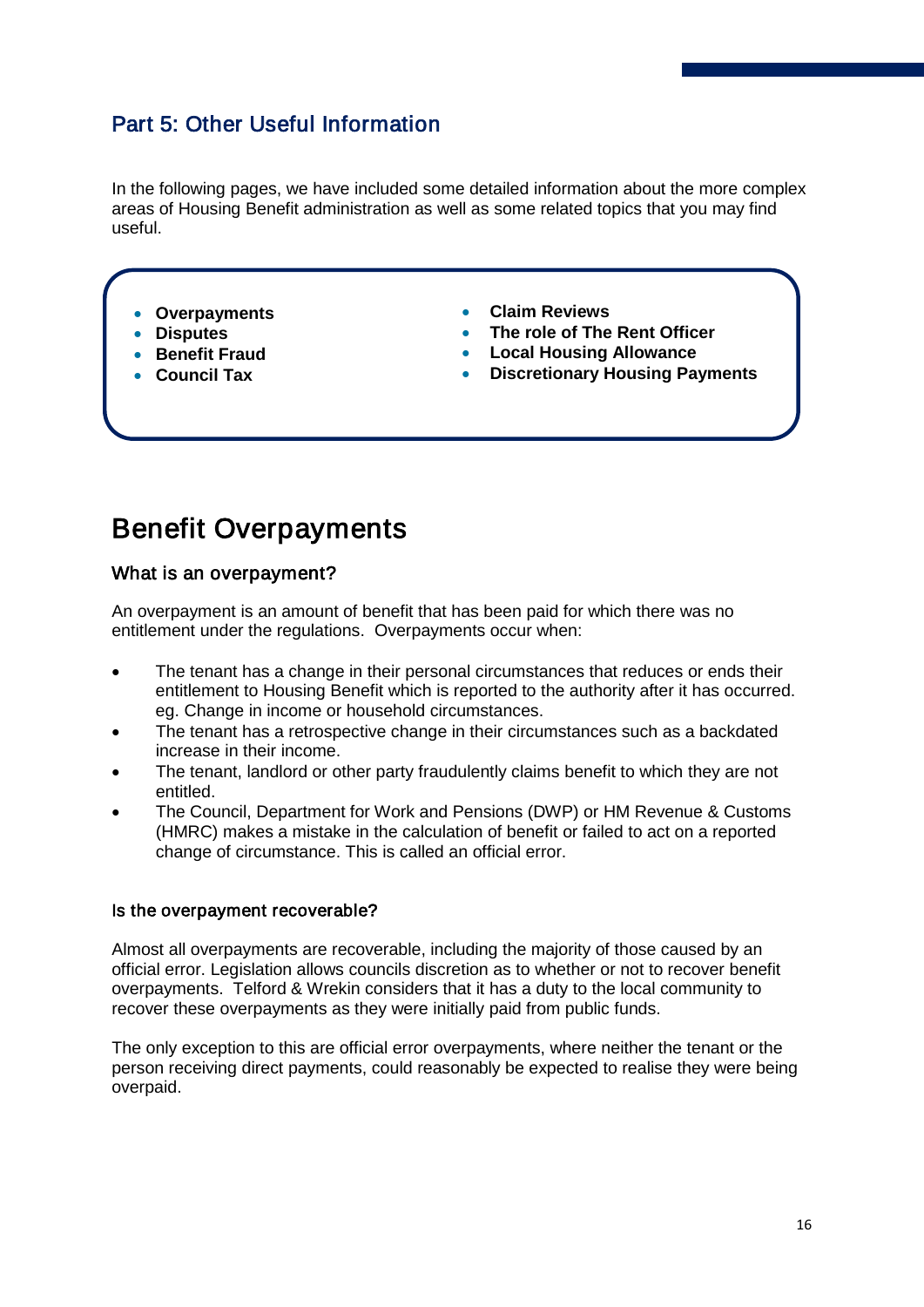## Part 5: Other Useful Information

In the following pages, we have included some detailed information about the more complex areas of Housing Benefit administration as well as some related topics that you may find useful.

- **Overpayments**
- **Disputes**
- **Benefit Fraud**
- **Council Tax**
- **Claim Reviews**
- **The role of The Rent Officer**
- **Local Housing Allowance**
- **Discretionary Housing Payments**

# Benefit Overpayments

### What is an overpayment?

An overpayment is an amount of benefit that has been paid for which there was no entitlement under the regulations. Overpayments occur when:

- The tenant has a change in their personal circumstances that reduces or ends their entitlement to Housing Benefit which is reported to the authority after it has occurred. eg. Change in income or household circumstances.
- The tenant has a retrospective change in their circumstances such as a backdated increase in their income.
- The tenant, landlord or other party fraudulently claims benefit to which they are not entitled.
- The Council, Department for Work and Pensions (DWP) or HM Revenue & Customs (HMRC) makes a mistake in the calculation of benefit or failed to act on a reported change of circumstance. This is called an official error.

#### Is the overpayment recoverable?

Almost all overpayments are recoverable, including the majority of those caused by an official error. Legislation allows councils discretion as to whether or not to recover benefit overpayments. Telford & Wrekin considers that it has a duty to the local community to recover these overpayments as they were initially paid from public funds.

The only exception to this are official error overpayments, where neither the tenant or the person receiving direct payments, could reasonably be expected to realise they were being overpaid.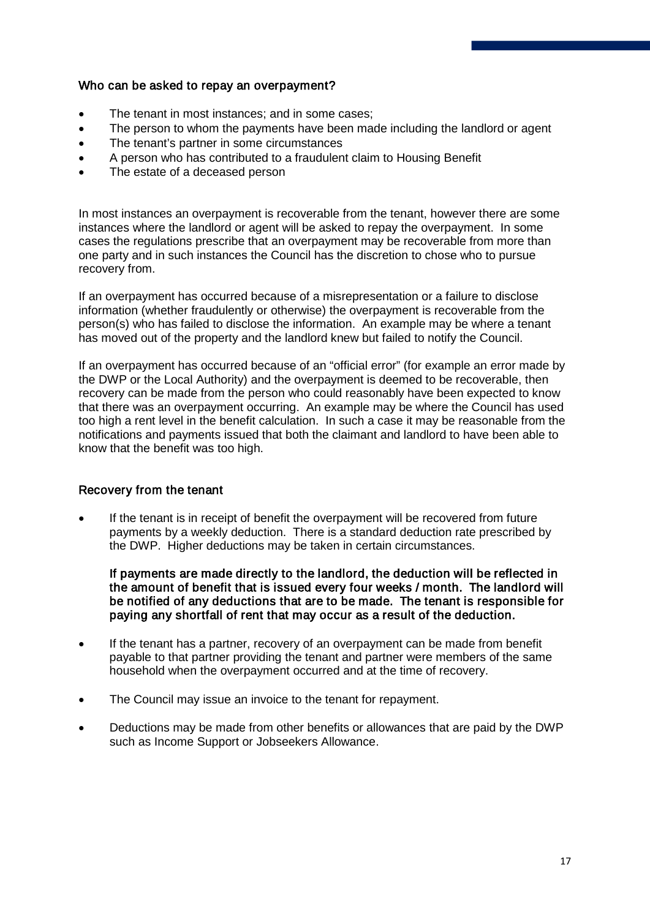## Who can be asked to repay an overpayment?

- The tenant in most instances; and in some cases;
- The person to whom the payments have been made including the landlord or agent
- The tenant's partner in some circumstances
- A person who has contributed to a fraudulent claim to Housing Benefit
- The estate of a deceased person

In most instances an overpayment is recoverable from the tenant, however there are some instances where the landlord or agent will be asked to repay the overpayment. In some cases the regulations prescribe that an overpayment may be recoverable from more than one party and in such instances the Council has the discretion to chose who to pursue recovery from.

If an overpayment has occurred because of a misrepresentation or a failure to disclose information (whether fraudulently or otherwise) the overpayment is recoverable from the person(s) who has failed to disclose the information. An example may be where a tenant has moved out of the property and the landlord knew but failed to notify the Council.

If an overpayment has occurred because of an "official error" (for example an error made by the DWP or the Local Authority) and the overpayment is deemed to be recoverable, then recovery can be made from the person who could reasonably have been expected to know that there was an overpayment occurring. An example may be where the Council has used too high a rent level in the benefit calculation. In such a case it may be reasonable from the notifications and payments issued that both the claimant and landlord to have been able to know that the benefit was too high.

## Recovery from the tenant

- If the tenant is in receipt of benefit the overpayment will be recovered from future payments by a weekly deduction. There is a standard deduction rate prescribed by the DWP. Higher deductions may be taken in certain circumstances.

  **If payments are made directly to the landlord, the deduction will be reflected in the amount of benefit that is issued every four weeks / month. The landlord will be notified of any deductions that are to be made. The tenant is responsible for paying any shortfall of rent that may occur as a result of the deduction.**

- If the tenant has a partner, recovery of an overpayment can be made from benefit payable to that partner providing the tenant and partner were members of the same household when the overpayment occurred and at the time of recovery.

- The Council may issue an invoice to the tenant for repayment.

- Deductions may be made from other benefits or allowances that are paid by the DWP such as Income Support or Jobseekers Allowance.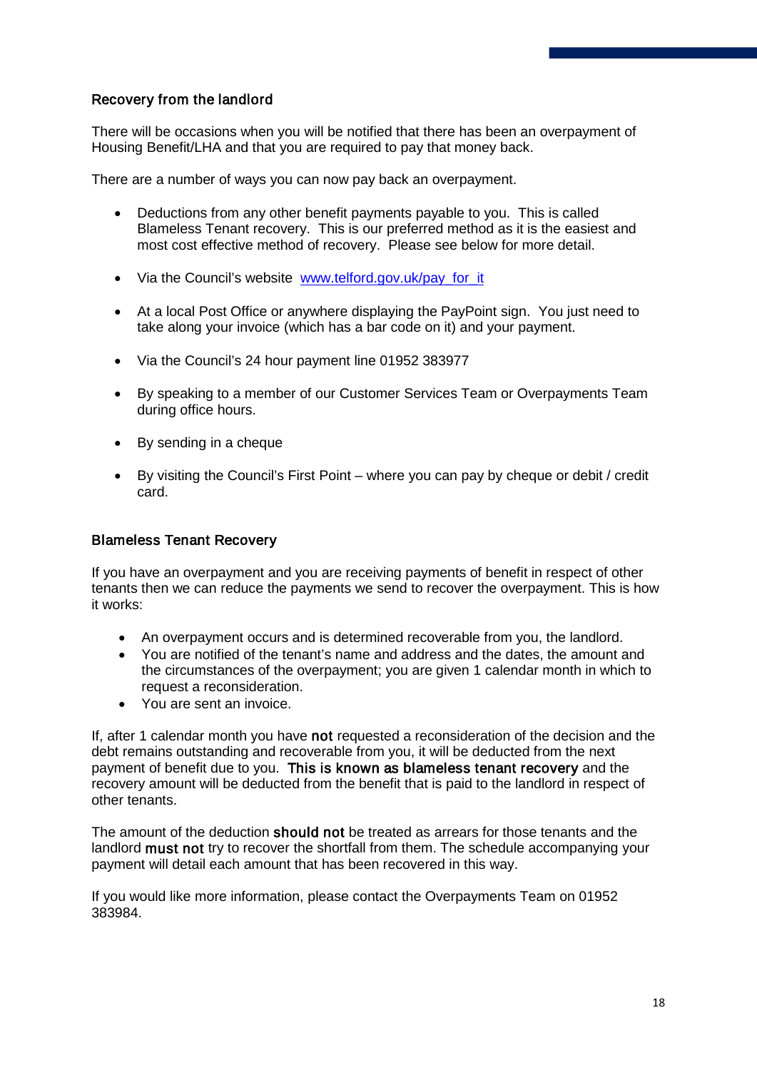## Recovery from the landlord

There will be occasions when you will be notified that there has been an overpayment of Housing Benefit/LHA and that you are required to pay that money back.

There are a number of ways you can now pay back an overpayment.

- Deductions from any other benefit payments payable to you. This is called Blameless Tenant recovery. This is our preferred method as it is the easiest and most cost effective method of recovery. Please see below for more detail.
- Via the Council's website [www.telford.gov.uk/pay_for_it](www.telford.gov.uk/pay_for_it)
- At a local Post Office or anywhere displaying the PayPoint sign. You just need to take along your invoice (which has a bar code on it) and your payment.
- Via the Council's 24 hour payment line 01952 383977
- By speaking to a member of our Customer Services Team or Overpayments Team during office hours.
- By sending in a cheque
- By visiting the Council's First Point – where you can pay by cheque or debit / credit card.

## Blameless Tenant Recovery

If you have an overpayment and you are receiving payments of benefit in respect of other tenants then we can reduce the payments we send to recover the overpayment. This is how it works:

- An overpayment occurs and is determined recoverable from you, the landlord.
- You are notified of the tenant's name and address and the dates, the amount and the circumstances of the overpayment; you are given 1 calendar month in which to request a reconsideration.
- You are sent an invoice.

If, after 1 calendar month you have **not** requested a reconsideration of the decision and the debt remains outstanding and recoverable from you, it will be deducted from the next payment of benefit due to you. **This is known as blameless tenant recovery** and the recovery amount will be deducted from the benefit that is paid to the landlord in respect of other tenants.

The amount of the deduction **should not** be treated as arrears for those tenants and the landlord **must not** try to recover the shortfall from them. The schedule accompanying your payment will detail each amount that has been recovered in this way.

If you would like more information, please contact the Overpayments Team on 01952 383984.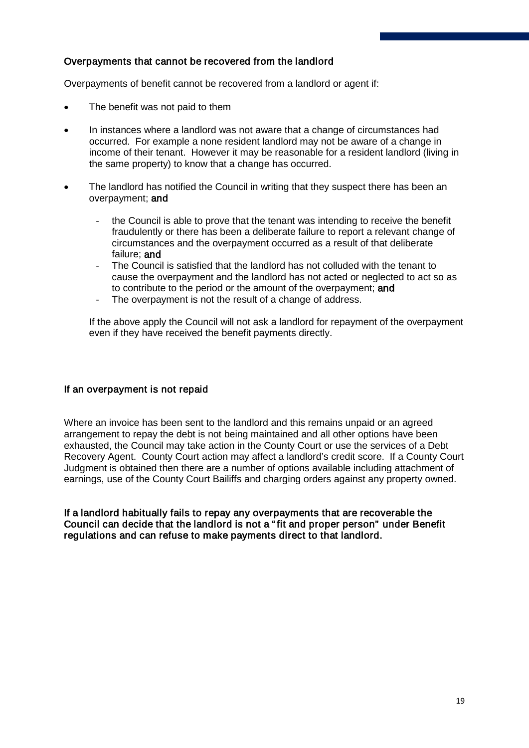### Overpayments that cannot be recovered from the landlord

Overpayments of benefit cannot be recovered from a landlord or agent if:

- The benefit was not paid to them
- In instances where a landlord was not aware that a change of circumstances had occurred. For example a none resident landlord may not be aware of a change in income of their tenant. However it may be reasonable for a resident landlord (living in the same property) to know that a change has occurred.
- The landlord has notified the Council in writing that they suspect there has been an overpayment; **and**
  - the Council is able to prove that the tenant was intending to receive the benefit fraudulently or there has been a deliberate failure to report a relevant change of circumstances and the overpayment occurred as a result of that deliberate failure; **and**
  - The Council is satisfied that the landlord has not colluded with the tenant to cause the overpayment and the landlord has not acted or neglected to act so as to contribute to the period or the amount of the overpayment; **and**
  - The overpayment is not the result of a change of address.

  If the above apply the Council will not ask a landlord for repayment of the overpayment even if they have received the benefit payments directly.

### If an overpayment is not repaid

Where an invoice has been sent to the landlord and this remains unpaid or an agreed arrangement to repay the debt is not being maintained and all other options have been exhausted, the Council may take action in the County Court or use the services of a Debt Recovery Agent. County Court action may affect a landlord's credit score. If a County Court Judgment is obtained then there are a number of options available including attachment of earnings, use of the County Court Bailiffs and charging orders against any property owned.

**If a landlord habitually fails to repay any overpayments that are recoverable the Council can decide that the landlord is not a "fit and proper person" under Benefit regulations and can refuse to make payments direct to that landlord.**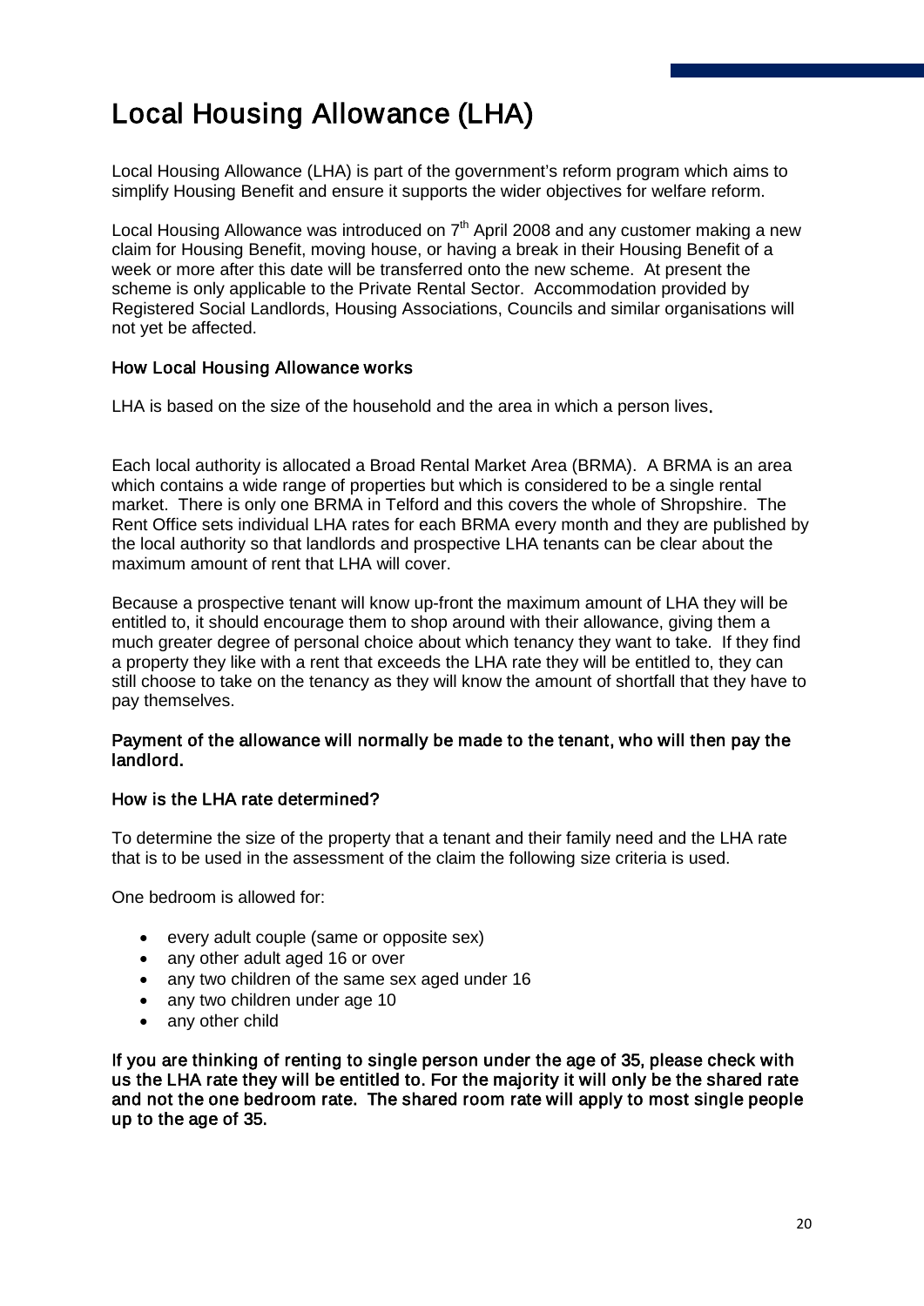# Local Housing Allowance (LHA)

Local Housing Allowance (LHA) is part of the government's reform program which aims to simplify Housing Benefit and ensure it supports the wider objectives for welfare reform.

Local Housing Allowance was introduced on 7th April 2008 and any customer making a new claim for Housing Benefit, moving house, or having a break in their Housing Benefit of a week or more after this date will be transferred onto the new scheme. At present the scheme is only applicable to the Private Rental Sector. Accommodation provided by Registered Social Landlords, Housing Associations, Councils and similar organisations will not yet be affected.

### How Local Housing Allowance works

LHA is based on the size of the household and the area in which a person lives.

Each local authority is allocated a Broad Rental Market Area (BRMA). A BRMA is an area which contains a wide range of properties but which is considered to be a single rental market. There is only one BRMA in Telford and this covers the whole of Shropshire. The Rent Office sets individual LHA rates for each BRMA every month and they are published by the local authority so that landlords and prospective LHA tenants can be clear about the maximum amount of rent that LHA will cover.

Because a prospective tenant will know up-front the maximum amount of LHA they will be entitled to, it should encourage them to shop around with their allowance, giving them a much greater degree of personal choice about which tenancy they want to take. If they find a property they like with a rent that exceeds the LHA rate they will be entitled to, they can still choose to take on the tenancy as they will know the amount of shortfall that they have to pay themselves.

**Payment of the allowance will normally be made to the tenant, who will then pay the landlord.**

### How is the LHA rate determined?

To determine the size of the property that a tenant and their family need and the LHA rate that is to be used in the assessment of the claim the following size criteria is used.

One bedroom is allowed for:

- every adult couple (same or opposite sex)
- any other adult aged 16 or over
- any two children of the same sex aged under 16
- any two children under age 10
- any other child

**If you are thinking of renting to single person under the age of 35, please check with us the LHA rate they will be entitled to. For the majority it will only be the shared rate and not the one bedroom rate. The shared room rate will apply to most single people up to the age of 35.**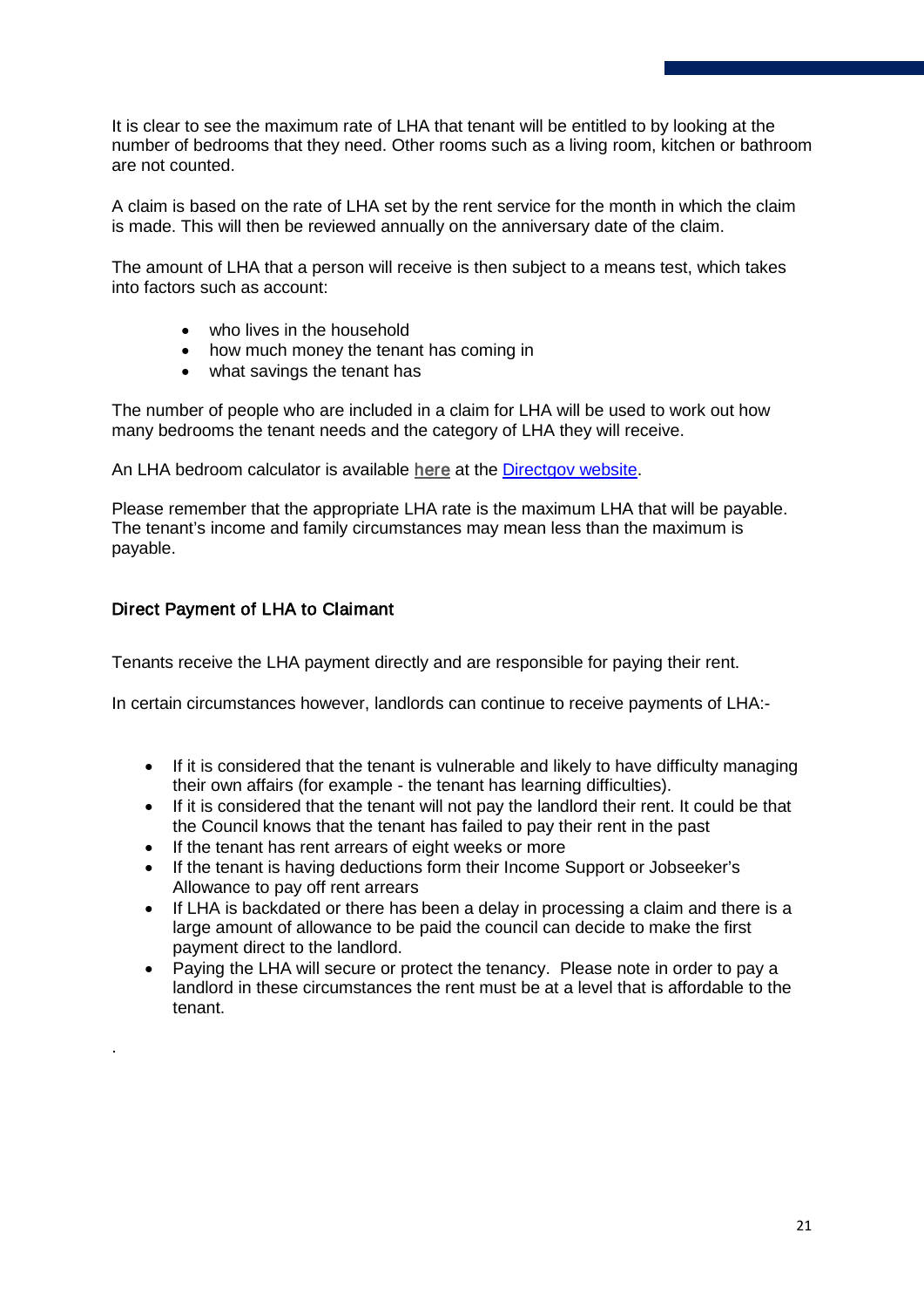It is clear to see the maximum rate of LHA that tenant will be entitled to by looking at the number of bedrooms that they need. Other rooms such as a living room, kitchen or bathroom are not counted.

A claim is based on the rate of LHA set by the rent service for the month in which the claim is made. This will then be reviewed annually on the anniversary date of the claim.

The amount of LHA that a person will receive is then subject to a means test, which takes into factors such as account:

- who lives in the household
- how much money the tenant has coming in
- what savings the tenant has

The number of people who are included in a claim for LHA will be used to work out how many bedrooms the tenant needs and the category of LHA they will receive.

An LHA bedroom calculator is available here at the Directgov website.

Please remember that the appropriate LHA rate is the maximum LHA that will be payable. The tenant's income and family circumstances may mean less than the maximum is payable.

### Direct Payment of LHA to Claimant

Tenants receive the LHA payment directly and are responsible for paying their rent.

In certain circumstances however, landlords can continue to receive payments of LHA:-

- If it is considered that the tenant is vulnerable and likely to have difficulty managing their own affairs (for example - the tenant has learning difficulties).
- If it is considered that the tenant will not pay the landlord their rent. It could be that the Council knows that the tenant has failed to pay their rent in the past
- If the tenant has rent arrears of eight weeks or more
- If the tenant is having deductions form their Income Support or Jobseeker's Allowance to pay off rent arrears
- If LHA is backdated or there has been a delay in processing a claim and there is a large amount of allowance to be paid the council can decide to make the first payment direct to the landlord.
- Paying the LHA will secure or protect the tenancy. Please note in order to pay a landlord in these circumstances the rent must be at a level that is affordable to the tenant.

.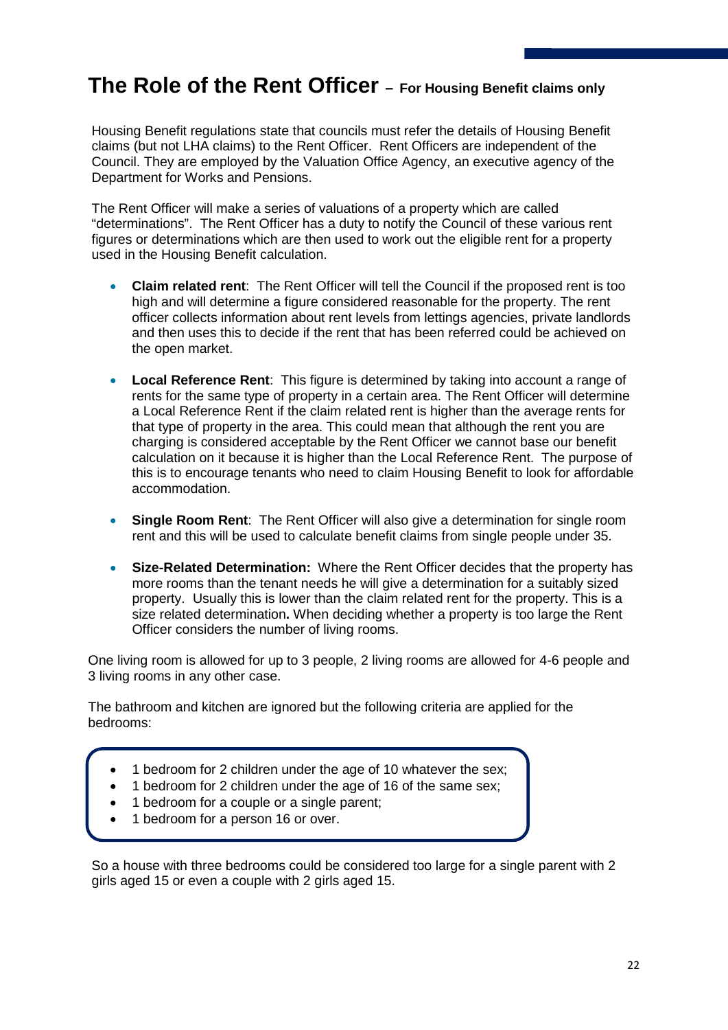# The Role of the Rent Officer – For Housing Benefit claims only

Housing Benefit regulations state that councils must refer the details of Housing Benefit claims (but not LHA claims) to the Rent Officer. Rent Officers are independent of the Council. They are employed by the Valuation Office Agency, an executive agency of the Department for Works and Pensions.

The Rent Officer will make a series of valuations of a property which are called "determinations". The Rent Officer has a duty to notify the Council of these various rent figures or determinations which are then used to work out the eligible rent for a property used in the Housing Benefit calculation.

- **Claim related rent**: The Rent Officer will tell the Council if the proposed rent is too high and will determine a figure considered reasonable for the property. The rent officer collects information about rent levels from lettings agencies, private landlords and then uses this to decide if the rent that has been referred could be achieved on the open market.
- **Local Reference Rent**: This figure is determined by taking into account a range of rents for the same type of property in a certain area. The Rent Officer will determine a Local Reference Rent if the claim related rent is higher than the average rents for that type of property in the area. This could mean that although the rent you are charging is considered acceptable by the Rent Officer we cannot base our benefit calculation on it because it is higher than the Local Reference Rent. The purpose of this is to encourage tenants who need to claim Housing Benefit to look for affordable accommodation.
- **Single Room Rent**: The Rent Officer will also give a determination for single room rent and this will be used to calculate benefit claims from single people under 35.
- **Size-Related Determination:** Where the Rent Officer decides that the property has more rooms than the tenant needs he will give a determination for a suitably sized property. Usually this is lower than the claim related rent for the property. This is a size related determination**.** When deciding whether a property is too large the Rent Officer considers the number of living rooms.

One living room is allowed for up to 3 people, 2 living rooms are allowed for 4-6 people and 3 living rooms in any other case.

The bathroom and kitchen are ignored but the following criteria are applied for the bedrooms:

- 1 bedroom for 2 children under the age of 10 whatever the sex;
- 1 bedroom for 2 children under the age of 16 of the same sex;
- 1 bedroom for a couple or a single parent;
- 1 bedroom for a person 16 or over.

So a house with three bedrooms could be considered too large for a single parent with 2 girls aged 15 or even a couple with 2 girls aged 15.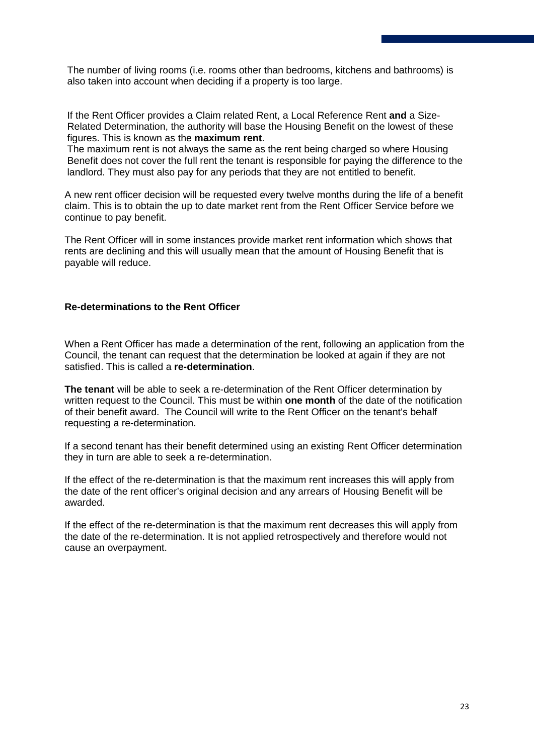The number of living rooms (i.e. rooms other than bedrooms, kitchens and bathrooms) is also taken into account when deciding if a property is too large.

If the Rent Officer provides a Claim related Rent, a Local Reference Rent **and** a Size-Related Determination, the authority will base the Housing Benefit on the lowest of these figures. This is known as the **maximum rent**.
The maximum rent is not always the same as the rent being charged so where Housing Benefit does not cover the full rent the tenant is responsible for paying the difference to the landlord. They must also pay for any periods that they are not entitled to benefit.

A new rent officer decision will be requested every twelve months during the life of a benefit claim. This is to obtain the up to date market rent from the Rent Officer Service before we continue to pay benefit.

The Rent Officer will in some instances provide market rent information which shows that rents are declining and this will usually mean that the amount of Housing Benefit that is payable will reduce.

**Re-determinations to the Rent Officer**

When a Rent Officer has made a determination of the rent, following an application from the Council, the tenant can request that the determination be looked at again if they are not satisfied. This is called a **re-determination**.

**The tenant** will be able to seek a re-determination of the Rent Officer determination by written request to the Council. This must be within **one month** of the date of the notification of their benefit award. The Council will write to the Rent Officer on the tenant's behalf requesting a re-determination.

If a second tenant has their benefit determined using an existing Rent Officer determination they in turn are able to seek a re-determination.

If the effect of the re-determination is that the maximum rent increases this will apply from the date of the rent officer's original decision and any arrears of Housing Benefit will be awarded.

If the effect of the re-determination is that the maximum rent decreases this will apply from the date of the re-determination. It is not applied retrospectively and therefore would not cause an overpayment.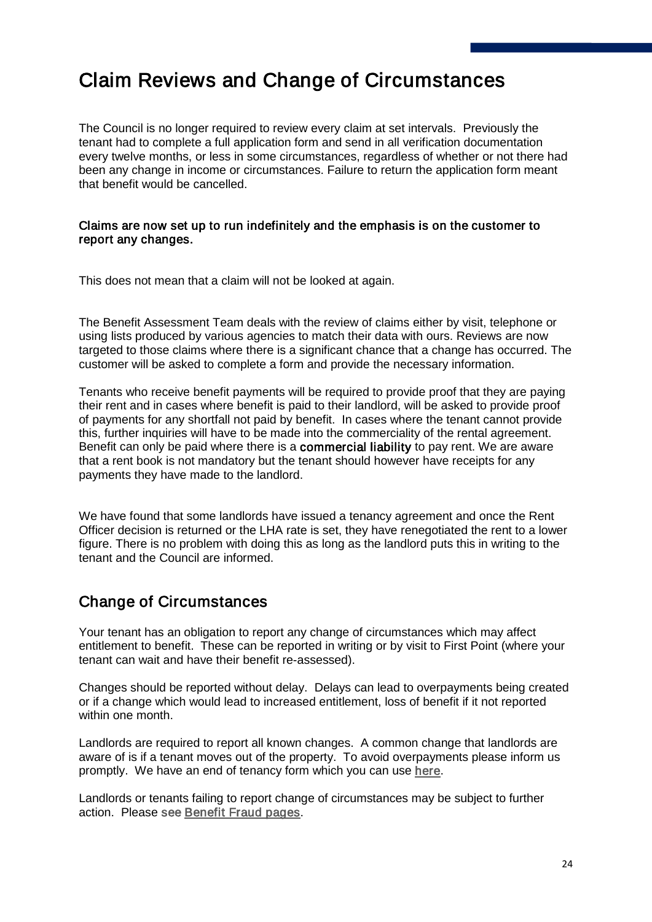# Claim Reviews and Change of Circumstances

The Council is no longer required to review every claim at set intervals. Previously the tenant had to complete a full application form and send in all verification documentation every twelve months, or less in some circumstances, regardless of whether or not there had been any change in income or circumstances. Failure to return the application form meant that benefit would be cancelled.

**Claims are now set up to run indefinitely and the emphasis is on the customer to report any changes.**

This does not mean that a claim will not be looked at again.

The Benefit Assessment Team deals with the review of claims either by visit, telephone or using lists produced by various agencies to match their data with ours. Reviews are now targeted to those claims where there is a significant chance that a change has occurred. The customer will be asked to complete a form and provide the necessary information.

Tenants who receive benefit payments will be required to provide proof that they are paying their rent and in cases where benefit is paid to their landlord, will be asked to provide proof of payments for any shortfall not paid by benefit. In cases where the tenant cannot provide this, further inquiries will have to be made into the commerciality of the rental agreement. Benefit can only be paid where there is a **commercial liability** to pay rent. We are aware that a rent book is not mandatory but the tenant should however have receipts for any payments they have made to the landlord.

We have found that some landlords have issued a tenancy agreement and once the Rent Officer decision is returned or the LHA rate is set, they have renegotiated the rent to a lower figure. There is no problem with doing this as long as the landlord puts this in writing to the tenant and the Council are informed.

## Change of Circumstances

Your tenant has an obligation to report any change of circumstances which may affect entitlement to benefit. These can be reported in writing or by visit to First Point (where your tenant can wait and have their benefit re-assessed).

Changes should be reported without delay. Delays can lead to overpayments being created or if a change which would lead to increased entitlement, loss of benefit if it not reported within one month.

Landlords are required to report all known changes. A common change that landlords are aware of is if a tenant moves out of the property. To avoid overpayments please inform us promptly. We have an end of tenancy form which you can use **here**.

Landlords or tenants failing to report change of circumstances may be subject to further action. Please see **Benefit Fraud pages**.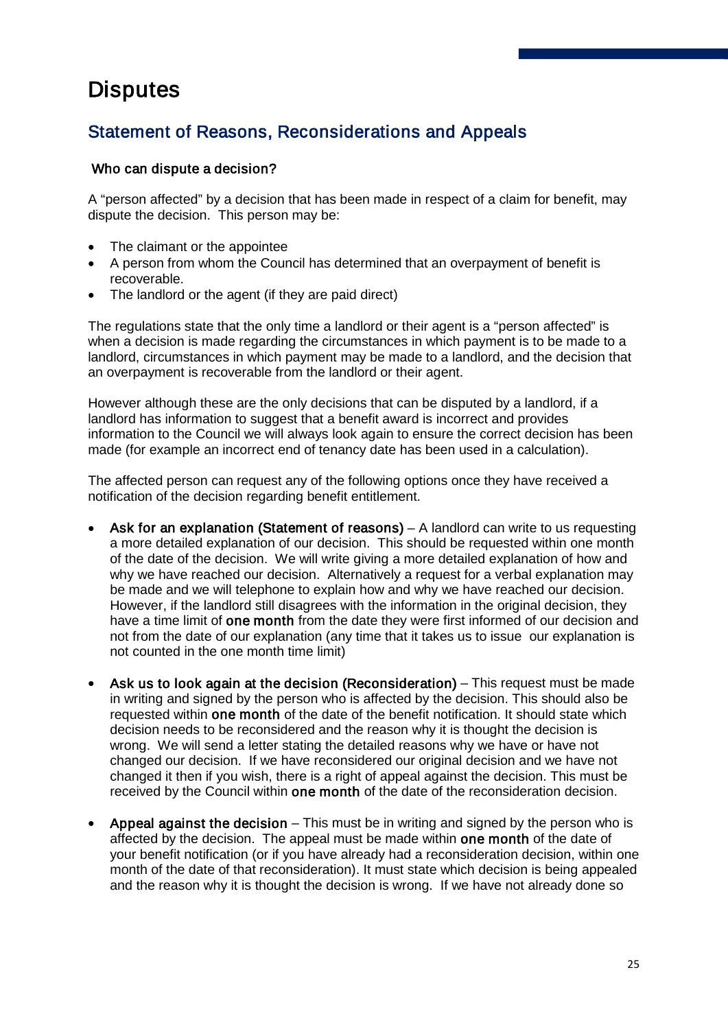# Disputes

## Statement of Reasons, Reconsiderations and Appeals

### Who can dispute a decision?

A "person affected" by a decision that has been made in respect of a claim for benefit, may dispute the decision. This person may be:

- The claimant or the appointee
- A person from whom the Council has determined that an overpayment of benefit is recoverable.
- The landlord or the agent (if they are paid direct)

The regulations state that the only time a landlord or their agent is a "person affected" is when a decision is made regarding the circumstances in which payment is to be made to a landlord, circumstances in which payment may be made to a landlord, and the decision that an overpayment is recoverable from the landlord or their agent.

However although these are the only decisions that can be disputed by a landlord, if a landlord has information to suggest that a benefit award is incorrect and provides information to the Council we will always look again to ensure the correct decision has been made (for example an incorrect end of tenancy date has been used in a calculation).

The affected person can request any of the following options once they have received a notification of the decision regarding benefit entitlement.

- **Ask for an explanation (Statement of reasons)** – A landlord can write to us requesting a more detailed explanation of our decision. This should be requested within one month of the date of the decision. We will write giving a more detailed explanation of how and why we have reached our decision. Alternatively a request for a verbal explanation may be made and we will telephone to explain how and why we have reached our decision. However, if the landlord still disagrees with the information in the original decision, they have a time limit of **one month** from the date they were first informed of our decision and not from the date of our explanation (any time that it takes us to issue our explanation is not counted in the one month time limit)

- **Ask us to look again at the decision (Reconsideration)** – This request must be made in writing and signed by the person who is affected by the decision. This should also be requested within **one month** of the date of the benefit notification. It should state which decision needs to be reconsidered and the reason why it is thought the decision is wrong. We will send a letter stating the detailed reasons why we have or have not changed our decision. If we have reconsidered our original decision and we have not changed it then if you wish, there is a right of appeal against the decision. This must be received by the Council within **one month** of the date of the reconsideration decision.

- **Appeal against the decision** – This must be in writing and signed by the person who is affected by the decision. The appeal must be made within **one month** of the date of your benefit notification (or if you have already had a reconsideration decision, within one month of the date of that reconsideration). It must state which decision is being appealed and the reason why it is thought the decision is wrong. If we have not already done so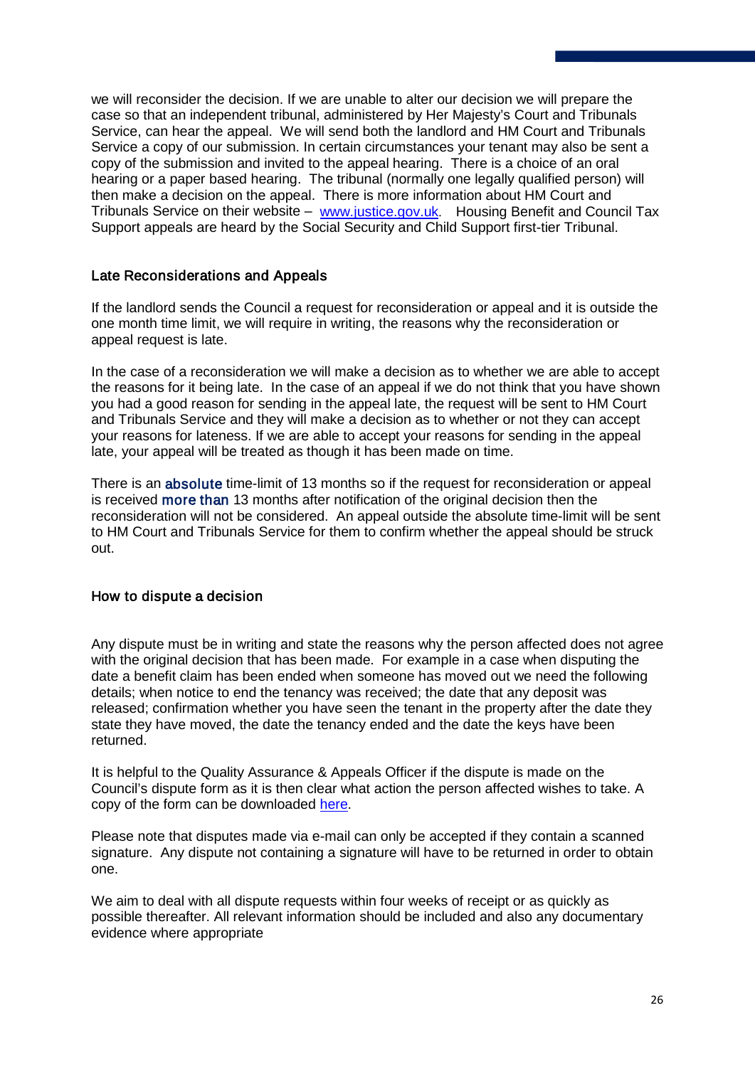we will reconsider the decision. If we are unable to alter our decision we will prepare the case so that an independent tribunal, administered by Her Majesty's Court and Tribunals Service, can hear the appeal. We will send both the landlord and HM Court and Tribunals Service a copy of our submission. In certain circumstances your tenant may also be sent a copy of the submission and invited to the appeal hearing. There is a choice of an oral hearing or a paper based hearing. The tribunal (normally one legally qualified person) will then make a decision on the appeal. There is more information about HM Court and Tribunals Service on their website – [www.justice.gov.uk](http://www.justice.gov.uk). Housing Benefit and Council Tax Support appeals are heard by the Social Security and Child Support first-tier Tribunal.

### Late Reconsiderations and Appeals

If the landlord sends the Council a request for reconsideration or appeal and it is outside the one month time limit, we will require in writing, the reasons why the reconsideration or appeal request is late.

In the case of a reconsideration we will make a decision as to whether we are able to accept the reasons for it being late. In the case of an appeal if we do not think that you have shown you had a good reason for sending in the appeal late, the request will be sent to HM Court and Tribunals Service and they will make a decision as to whether or not they can accept your reasons for lateness. If we are able to accept your reasons for sending in the appeal late, your appeal will be treated as though it has been made on time.

There is an absolute time-limit of 13 months so if the request for reconsideration or appeal is received more than 13 months after notification of the original decision then the reconsideration will not be considered. An appeal outside the absolute time-limit will be sent to HM Court and Tribunals Service for them to confirm whether the appeal should be struck out.

### How to dispute a decision

Any dispute must be in writing and state the reasons why the person affected does not agree with the original decision that has been made. For example in a case when disputing the date a benefit claim has been ended when someone has moved out we need the following details; when notice to end the tenancy was received; the date that any deposit was released; confirmation whether you have seen the tenant in the property after the date they state they have moved, the date the tenancy ended and the date the keys have been returned.

It is helpful to the Quality Assurance & Appeals Officer if the dispute is made on the Council's dispute form as it is then clear what action the person affected wishes to take. A copy of the form can be downloaded here.

Please note that disputes made via e-mail can only be accepted if they contain a scanned signature. Any dispute not containing a signature will have to be returned in order to obtain one.

We aim to deal with all dispute requests within four weeks of receipt or as quickly as possible thereafter. All relevant information should be included and also any documentary evidence where appropriate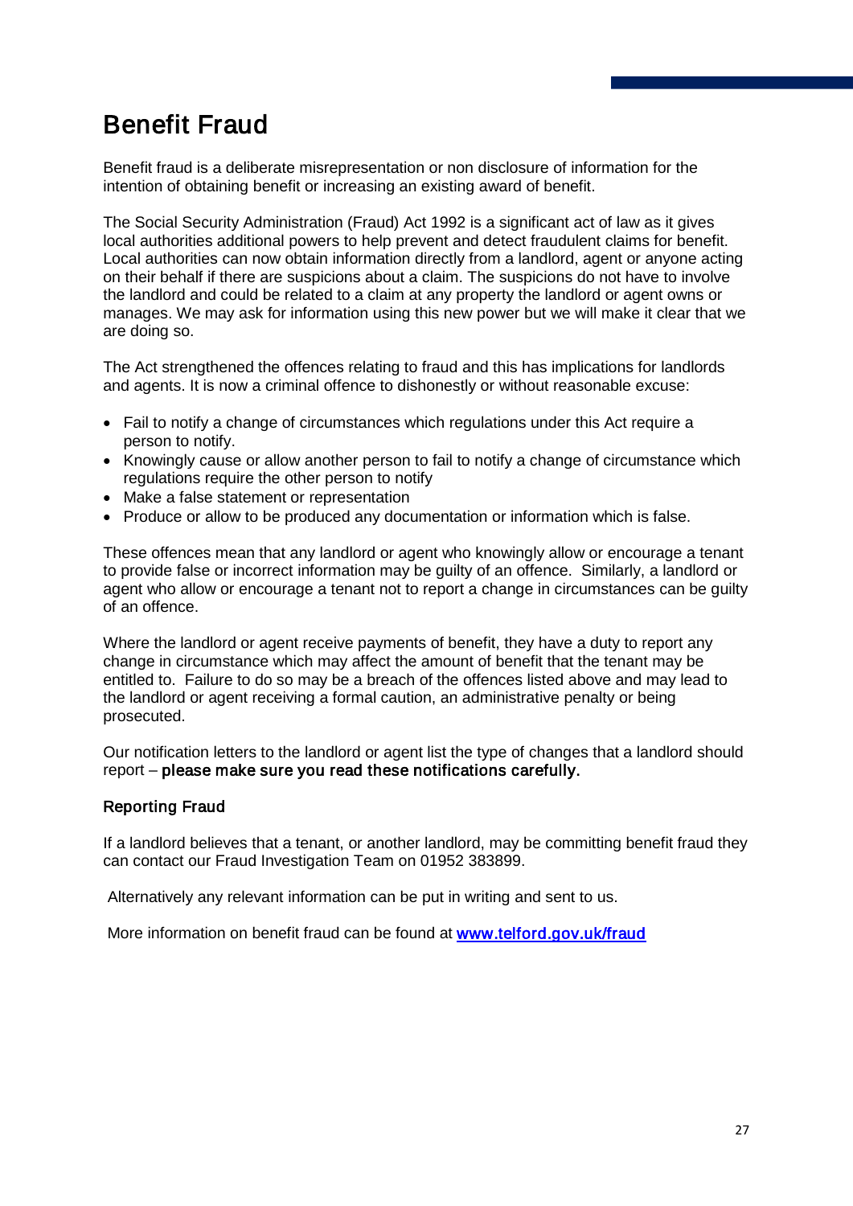# Benefit Fraud

Benefit fraud is a deliberate misrepresentation or non disclosure of information for the intention of obtaining benefit or increasing an existing award of benefit.

The Social Security Administration (Fraud) Act 1992 is a significant act of law as it gives local authorities additional powers to help prevent and detect fraudulent claims for benefit. Local authorities can now obtain information directly from a landlord, agent or anyone acting on their behalf if there are suspicions about a claim. The suspicions do not have to involve the landlord and could be related to a claim at any property the landlord or agent owns or manages. We may ask for information using this new power but we will make it clear that we are doing so.

The Act strengthened the offences relating to fraud and this has implications for landlords and agents. It is now a criminal offence to dishonestly or without reasonable excuse:

- Fail to notify a change of circumstances which regulations under this Act require a person to notify.
- Knowingly cause or allow another person to fail to notify a change of circumstance which regulations require the other person to notify
- Make a false statement or representation
- Produce or allow to be produced any documentation or information which is false.

These offences mean that any landlord or agent who knowingly allow or encourage a tenant to provide false or incorrect information may be guilty of an offence. Similarly, a landlord or agent who allow or encourage a tenant not to report a change in circumstances can be guilty of an offence.

Where the landlord or agent receive payments of benefit, they have a duty to report any change in circumstance which may affect the amount of benefit that the tenant may be entitled to. Failure to do so may be a breach of the offences listed above and may lead to the landlord or agent receiving a formal caution, an administrative penalty or being prosecuted.

Our notification letters to the landlord or agent list the type of changes that a landlord should report – **please make sure you read these notifications carefully.**

### Reporting Fraud

If a landlord believes that a tenant, or another landlord, may be committing benefit fraud they can contact our Fraud Investigation Team on 01952 383899.

Alternatively any relevant information can be put in writing and sent to us.

More information on benefit fraud can be found at **www.telford.gov.uk/fraud**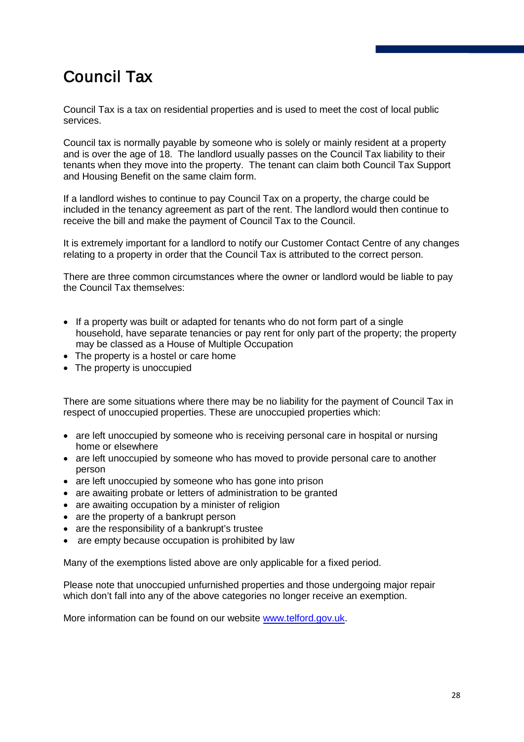# Council Tax

Council Tax is a tax on residential properties and is used to meet the cost of local public services.

Council tax is normally payable by someone who is solely or mainly resident at a property and is over the age of 18. The landlord usually passes on the Council Tax liability to their tenants when they move into the property. The tenant can claim both Council Tax Support and Housing Benefit on the same claim form.

If a landlord wishes to continue to pay Council Tax on a property, the charge could be included in the tenancy agreement as part of the rent. The landlord would then continue to receive the bill and make the payment of Council Tax to the Council.

It is extremely important for a landlord to notify our Customer Contact Centre of any changes relating to a property in order that the Council Tax is attributed to the correct person.

There are three common circumstances where the owner or landlord would be liable to pay the Council Tax themselves:

- If a property was built or adapted for tenants who do not form part of a single household, have separate tenancies or pay rent for only part of the property; the property may be classed as a House of Multiple Occupation
- The property is a hostel or care home
- The property is unoccupied

There are some situations where there may be no liability for the payment of Council Tax in respect of unoccupied properties. These are unoccupied properties which:

- are left unoccupied by someone who is receiving personal care in hospital or nursing home or elsewhere
- are left unoccupied by someone who has moved to provide personal care to another person
- are left unoccupied by someone who has gone into prison
- are awaiting probate or letters of administration to be granted
- are awaiting occupation by a minister of religion
- are the property of a bankrupt person
- are the responsibility of a bankrupt's trustee
- are empty because occupation is prohibited by law

Many of the exemptions listed above are only applicable for a fixed period.

Please note that unoccupied unfurnished properties and those undergoing major repair which don't fall into any of the above categories no longer receive an exemption.

More information can be found on our website [www.telford.gov.uk](http://www.telford.gov.uk).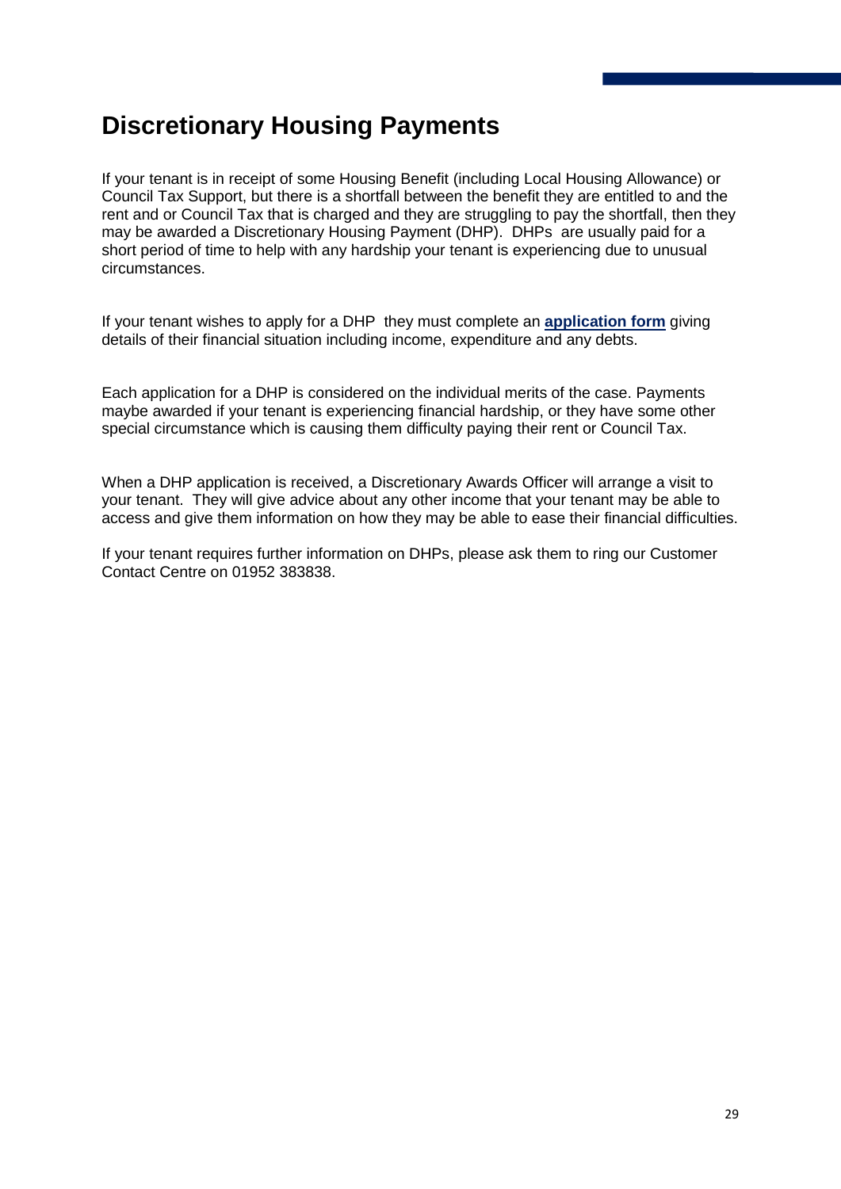# Discretionary Housing Payments

If your tenant is in receipt of some Housing Benefit (including Local Housing Allowance) or Council Tax Support, but there is a shortfall between the benefit they are entitled to and the rent and or Council Tax that is charged and they are struggling to pay the shortfall, then they may be awarded a Discretionary Housing Payment (DHP). DHPs are usually paid for a short period of time to help with any hardship your tenant is experiencing due to unusual circumstances.

If your tenant wishes to apply for a DHP they must complete an **application form** giving details of their financial situation including income, expenditure and any debts.

Each application for a DHP is considered on the individual merits of the case. Payments maybe awarded if your tenant is experiencing financial hardship, or they have some other special circumstance which is causing them difficulty paying their rent or Council Tax.

When a DHP application is received, a Discretionary Awards Officer will arrange a visit to your tenant. They will give advice about any other income that your tenant may be able to access and give them information on how they may be able to ease their financial difficulties.

If your tenant requires further information on DHPs, please ask them to ring our Customer Contact Centre on 01952 383838.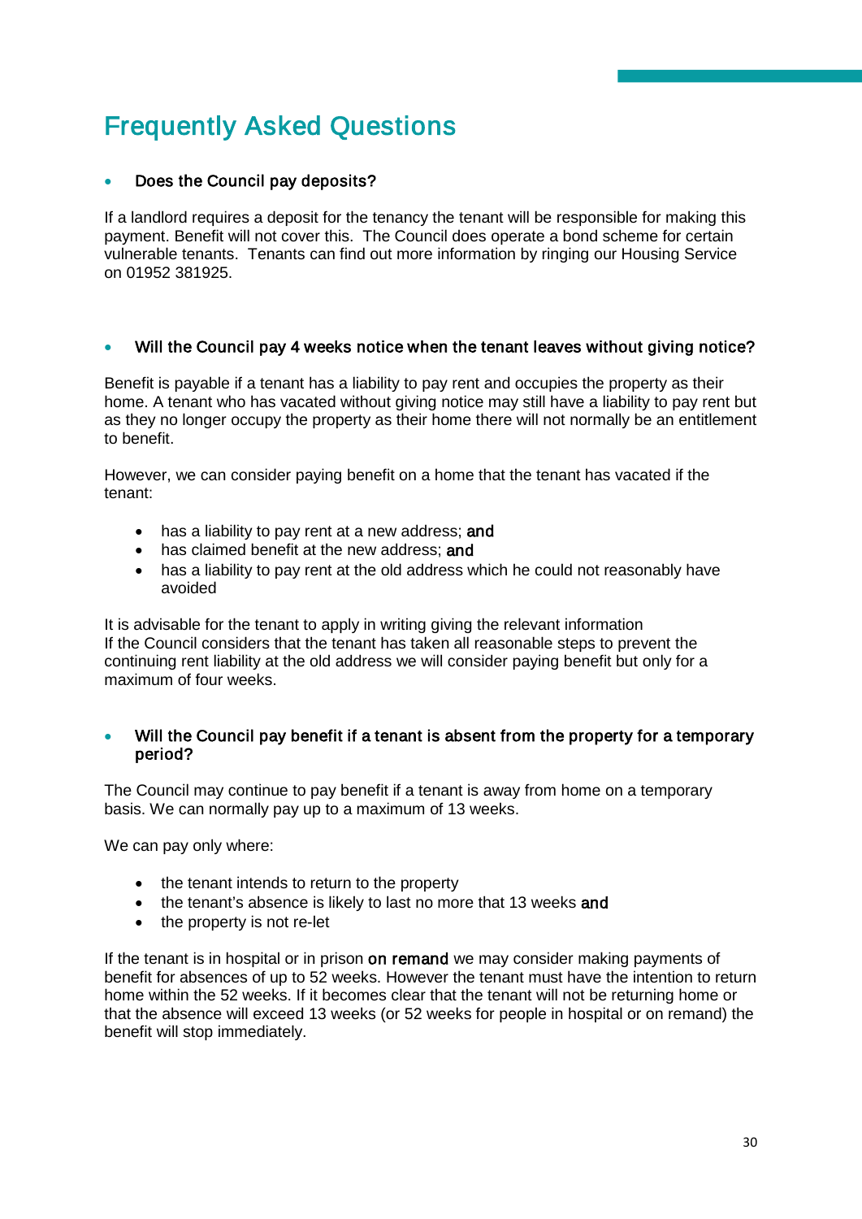# Frequently Asked Questions

- **Does the Council pay deposits?**

If a landlord requires a deposit for the tenancy the tenant will be responsible for making this payment. Benefit will not cover this. The Council does operate a bond scheme for certain vulnerable tenants. Tenants can find out more information by ringing our Housing Service on 01952 381925.

- **Will the Council pay 4 weeks notice when the tenant leaves without giving notice?**

Benefit is payable if a tenant has a liability to pay rent and occupies the property as their home. A tenant who has vacated without giving notice may still have a liability to pay rent but as they no longer occupy the property as their home there will not normally be an entitlement to benefit.

However, we can consider paying benefit on a home that the tenant has vacated if the tenant:

- has a liability to pay rent at a new address; **and**
- has claimed benefit at the new address; **and**
- has a liability to pay rent at the old address which he could not reasonably have avoided

It is advisable for the tenant to apply in writing giving the relevant information
If the Council considers that the tenant has taken all reasonable steps to prevent the continuing rent liability at the old address we will consider paying benefit but only for a maximum of four weeks.

- **Will the Council pay benefit if a tenant is absent from the property for a temporary period?**

The Council may continue to pay benefit if a tenant is away from home on a temporary basis. We can normally pay up to a maximum of 13 weeks.

We can pay only where:

- the tenant intends to return to the property
- the tenant's absence is likely to last no more that 13 weeks **and**
- the property is not re-let

If the tenant is in hospital or in prison **on remand** we may consider making payments of benefit for absences of up to 52 weeks. However the tenant must have the intention to return home within the 52 weeks. If it becomes clear that the tenant will not be returning home or that the absence will exceed 13 weeks (or 52 weeks for people in hospital or on remand) the benefit will stop immediately.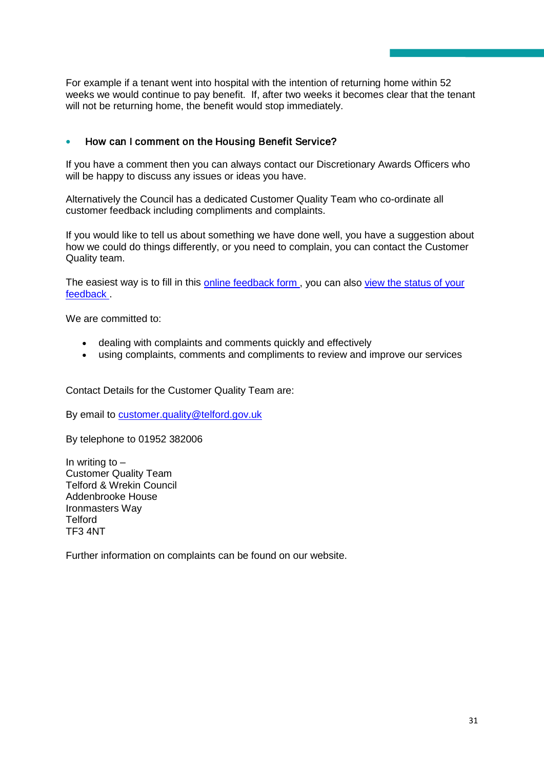For example if a tenant went into hospital with the intention of returning home within 52 weeks we would continue to pay benefit. If, after two weeks it becomes clear that the tenant will not be returning home, the benefit would stop immediately.

- **How can I comment on the Housing Benefit Service?**

If you have a comment then you can always contact our Discretionary Awards Officers who will be happy to discuss any issues or ideas you have.

Alternatively the Council has a dedicated Customer Quality Team who co-ordinate all customer feedback including compliments and complaints.

If you would like to tell us about something we have done well, you have a suggestion about how we could do things differently, or you need to complain, you can contact the Customer Quality team.

The easiest way is to fill in this [online feedback form](), you can also [view the status of your feedback]().

We are committed to:

- dealing with complaints and comments quickly and effectively
- using complaints, comments and compliments to review and improve our services

Contact Details for the Customer Quality Team are:

By email to [customer.quality@telford.gov.uk](mailto:customer.quality@telford.gov.uk)

By telephone to 01952 382006

In writing to –
Customer Quality Team
Telford & Wrekin Council
Addenbrooke House
Ironmasters Way
Telford
TF3 4NT

Further information on complaints can be found on our website.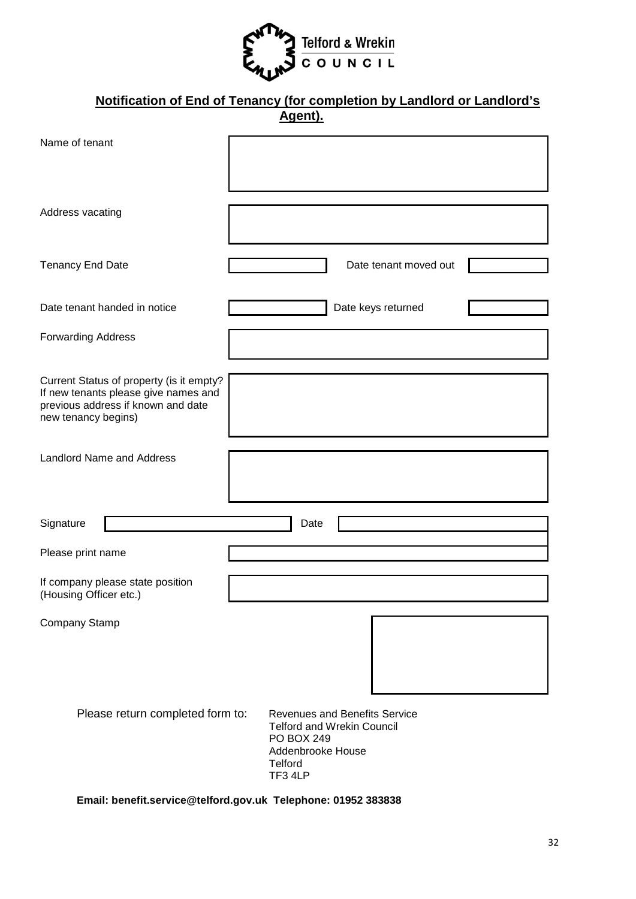Telford & Wrekin COUNCIL

**Notification of End of Tenancy (for completion by Landlord or Landlord's Agent).**

| | | | |
|---|---|---|---|
| Name of tenant | | | |
| Address vacating | | | |
| Tenancy End Date | | Date tenant moved out | |
| Date tenant handed in notice | | Date keys returned | |
| Forwarding Address | | | |
| Current Status of property (is it empty? If new tenants please give names and previous address if known and date new tenancy begins) | | | |
| Landlord Name and Address | | | |
| Signature | | Date | |
| Please print name | | | |
| If company please state position (Housing Officer etc.) | | | |
| Company Stamp | | | |

Please return completed form to:

Revenues and Benefits Service
Telford and Wrekin Council
PO BOX 249
Addenbrooke House
Telford
TF3 4LP

**Email: benefit.service@telford.gov.uk Telephone: 01952 383838**